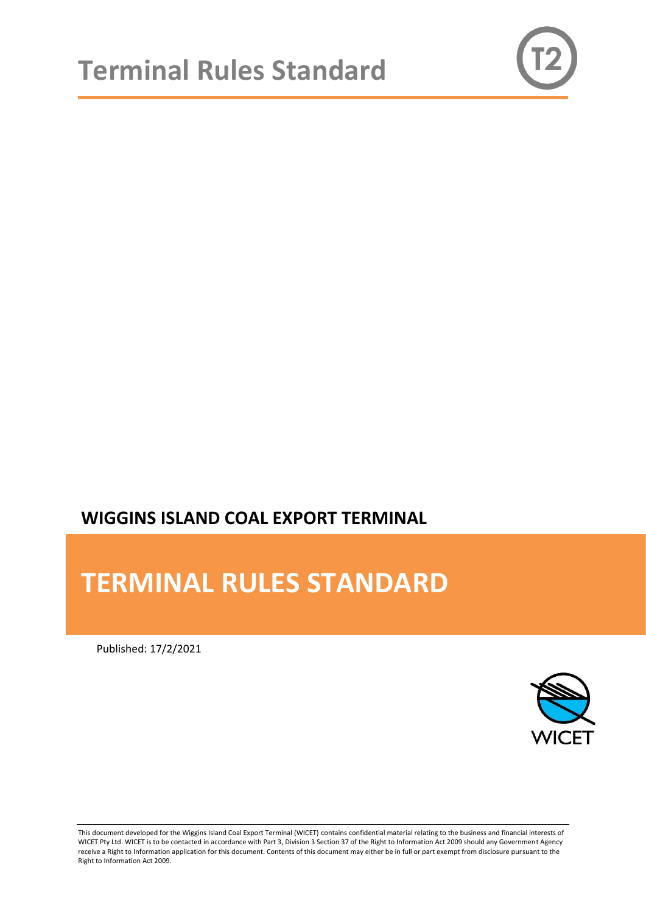# Terminal Rules Standard

## WIGGINS ISLAND COAL EXPORT TERMINAL

# TERMINAL RULES STANDARD

Published: 17/2/2021

WICET

This document developed for the Wiggins Island Coal Export Terminal (WICET) contains confidential material relating to the business and financial interests of WICET Pty Ltd. WICET is to be contacted in accordance with Part 3, Division 3 Section 37 of the Right to Information Act 2009 should any Government Agency receive a Right to Information application for this document. Contents of this document may either be in full or part exempt from disclosure pursuant to the Right to Information Act 2009.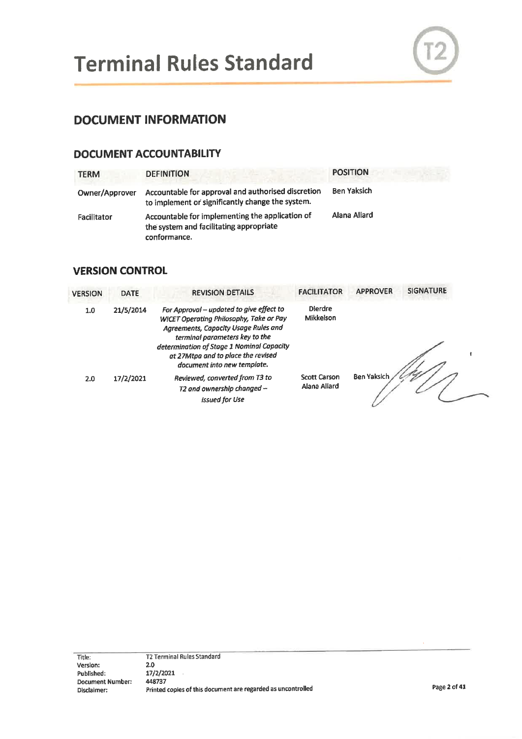## DOCUMENT INFORMATION

### DOCUMENT ACCOUNTABILITY

| TERM | DEFINITION | POSITION |
|---|---|---|
| Owner/Approver | Accountable for approval and authorised discretion to implement or significantly change the system. | Ben Yaksich |
| Facilitator | Accountable for implementing the application of the system and facilitating appropriate conformance. | Alana Allard |

### VERSION CONTROL

| VERSION | DATE | REVISION DETAILS | FACILITATOR | APPROVER | SIGNATURE |
|---|---|---|---|---|---|
| 1.0 | 21/5/2014 | *For Approval – updated to give effect to WICET Operating Philosophy, Take or Pay Agreements, Capacity Usage Rules and terminal parameters key to the determination of Stage 1 Nominal Capacity at 27Mtpa and to place the revised document into new template.* | Dierdre Mikkelson | | |
| 2.0 | 17/2/2021 | *Reviewed, converted from T3 to T2 and ownership changed – Issued for Use* | Scott Carson Alana Allard | Ben Yaksich | |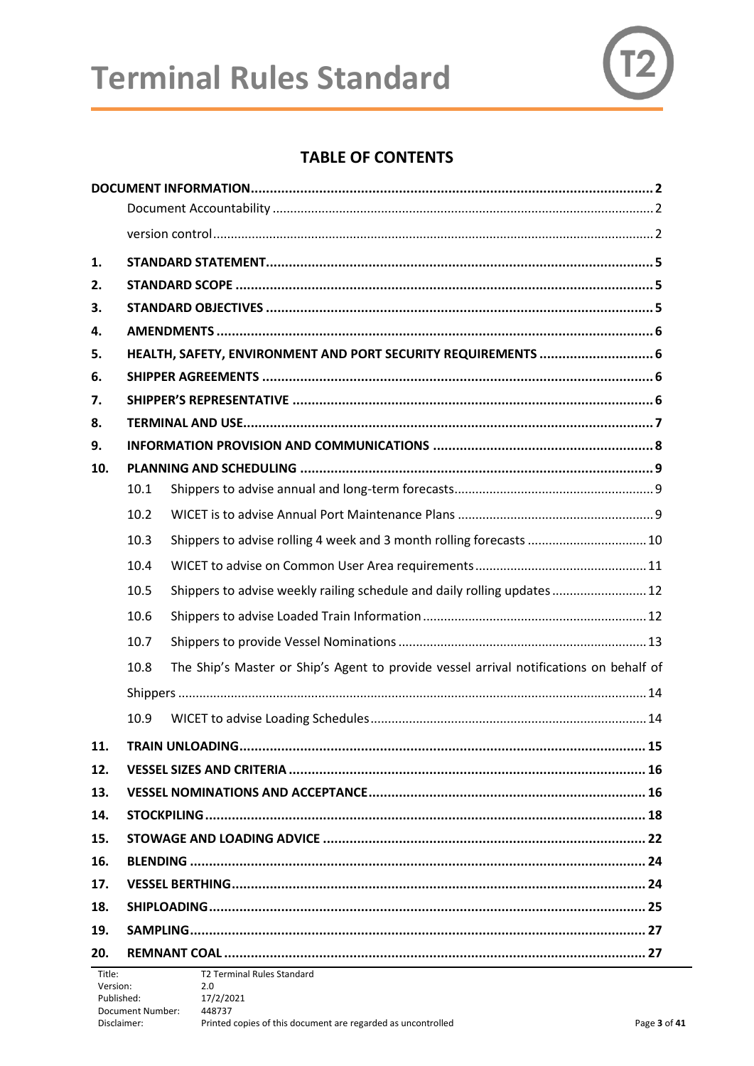# Terminal Rules Standard

## TABLE OF CONTENTS

**DOCUMENT INFORMATION** .......... 2

- Document Accountability .......... 2
- version control .......... 2

1. **STANDARD STATEMENT** .......... 5
2. **STANDARD SCOPE** .......... 5
3. **STANDARD OBJECTIVES** .......... 5
4. **AMENDMENTS** .......... 6
5. **HEALTH, SAFETY, ENVIRONMENT AND PORT SECURITY REQUIREMENTS** .......... 6
6. **SHIPPER AGREEMENTS** .......... 6
7. **SHIPPER'S REPRESENTATIVE** .......... 6
8. **TERMINAL AND USE** .......... 7
9. **INFORMATION PROVISION AND COMMUNICATIONS** .......... 8
10. **PLANNING AND SCHEDULING** .......... 9
    - 10.1 Shippers to advise annual and long-term forecasts .......... 9
    - 10.2 WICET is to advise Annual Port Maintenance Plans .......... 9
    - 10.3 Shippers to advise rolling 4 week and 3 month rolling forecasts .......... 10
    - 10.4 WICET to advise on Common User Area requirements .......... 11
    - 10.5 Shippers to advise weekly railing schedule and daily rolling updates .......... 12
    - 10.6 Shippers to advise Loaded Train Information .......... 12
    - 10.7 Shippers to provide Vessel Nominations .......... 13
    - 10.8 The Ship's Master or Ship's Agent to provide vessel arrival notifications on behalf of Shippers .......... 14
    - 10.9 WICET to advise Loading Schedules .......... 14
11. **TRAIN UNLOADING** .......... 15
12. **VESSEL SIZES AND CRITERIA** .......... 16
13. **VESSEL NOMINATIONS AND ACCEPTANCE** .......... 16
14. **STOCKPILING** .......... 18
15. **STOWAGE AND LOADING ADVICE** .......... 22
16. **BLENDING** .......... 24
17. **VESSEL BERTHING** .......... 24
18. **SHIPLOADING** .......... 25
19. **SAMPLING** .......... 27
20. **REMNANT COAL** .......... 27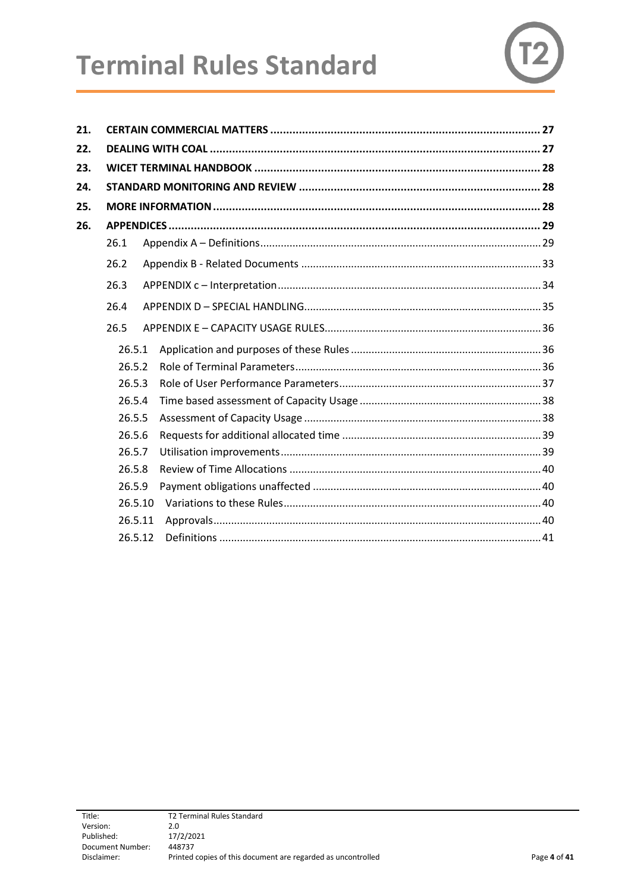| | | | |
|---|---|---|---|
| **21.** | **CERTAIN COMMERCIAL MATTERS** | | **27** |
| **22.** | **DEALING WITH COAL** | | **27** |
| **23.** | **WICET TERMINAL HANDBOOK** | | **28** |
| **24.** | **STANDARD MONITORING AND REVIEW** | | **28** |
| **25.** | **MORE INFORMATION** | | **28** |
| **26.** | **APPENDICES** | | **29** |
| | 26.1 | Appendix A – Definitions | 29 |
| | 26.2 | Appendix B - Related Documents | 33 |
| | 26.3 | APPENDIX c – Interpretation | 34 |
| | 26.4 | APPENDIX D – SPECIAL HANDLING | 35 |
| | 26.5 | APPENDIX E – CAPACITY USAGE RULES | 36 |
| | 26.5.1 | Application and purposes of these Rules | 36 |
| | 26.5.2 | Role of Terminal Parameters | 36 |
| | 26.5.3 | Role of User Performance Parameters | 37 |
| | 26.5.4 | Time based assessment of Capacity Usage | 38 |
| | 26.5.5 | Assessment of Capacity Usage | 38 |
| | 26.5.6 | Requests for additional allocated time | 39 |
| | 26.5.7 | Utilisation improvements | 39 |
| | 26.5.8 | Review of Time Allocations | 40 |
| | 26.5.9 | Payment obligations unaffected | 40 |
| | 26.5.10 | Variations to these Rules | 40 |
| | 26.5.11 | Approvals | 40 |
| | 26.5.12 | Definitions | 41 |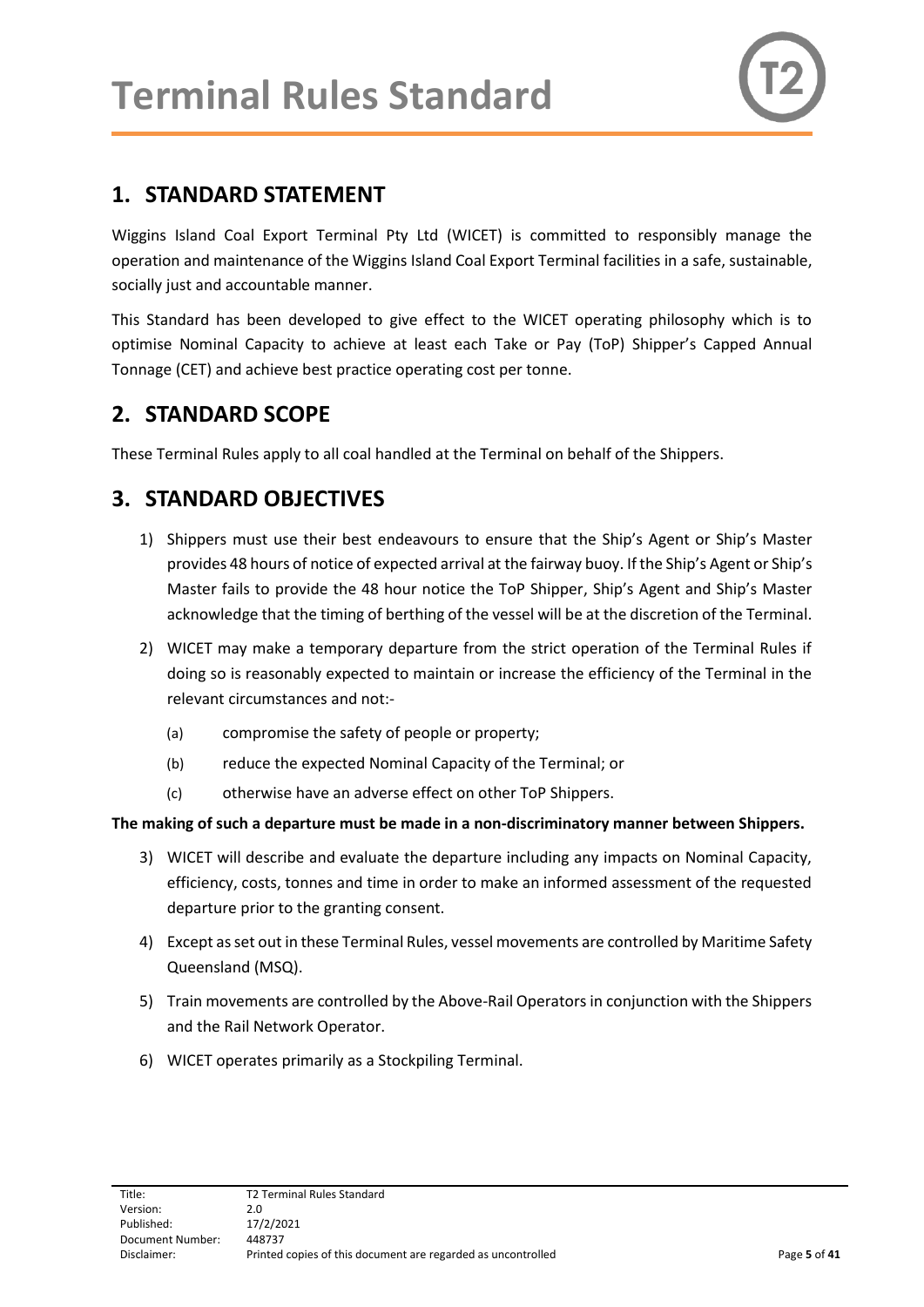## 1. STANDARD STATEMENT

Wiggins Island Coal Export Terminal Pty Ltd (WICET) is committed to responsibly manage the operation and maintenance of the Wiggins Island Coal Export Terminal facilities in a safe, sustainable, socially just and accountable manner.

This Standard has been developed to give effect to the WICET operating philosophy which is to optimise Nominal Capacity to achieve at least each Take or Pay (ToP) Shipper's Capped Annual Tonnage (CET) and achieve best practice operating cost per tonne.

## 2. STANDARD SCOPE

These Terminal Rules apply to all coal handled at the Terminal on behalf of the Shippers.

## 3. STANDARD OBJECTIVES

1) Shippers must use their best endeavours to ensure that the Ship's Agent or Ship's Master provides 48 hours of notice of expected arrival at the fairway buoy. If the Ship's Agent or Ship's Master fails to provide the 48 hour notice the ToP Shipper, Ship's Agent and Ship's Master acknowledge that the timing of berthing of the vessel will be at the discretion of the Terminal.

2) WICET may make a temporary departure from the strict operation of the Terminal Rules if doing so is reasonably expected to maintain or increase the efficiency of the Terminal in the relevant circumstances and not:-

   (a) compromise the safety of people or property;

   (b) reduce the expected Nominal Capacity of the Terminal; or

   (c) otherwise have an adverse effect on other ToP Shippers.

**The making of such a departure must be made in a non-discriminatory manner between Shippers.**

3) WICET will describe and evaluate the departure including any impacts on Nominal Capacity, efficiency, costs, tonnes and time in order to make an informed assessment of the requested departure prior to the granting consent.

4) Except as set out in these Terminal Rules, vessel movements are controlled by Maritime Safety Queensland (MSQ).

5) Train movements are controlled by the Above-Rail Operators in conjunction with the Shippers and the Rail Network Operator.

6) WICET operates primarily as a Stockpiling Terminal.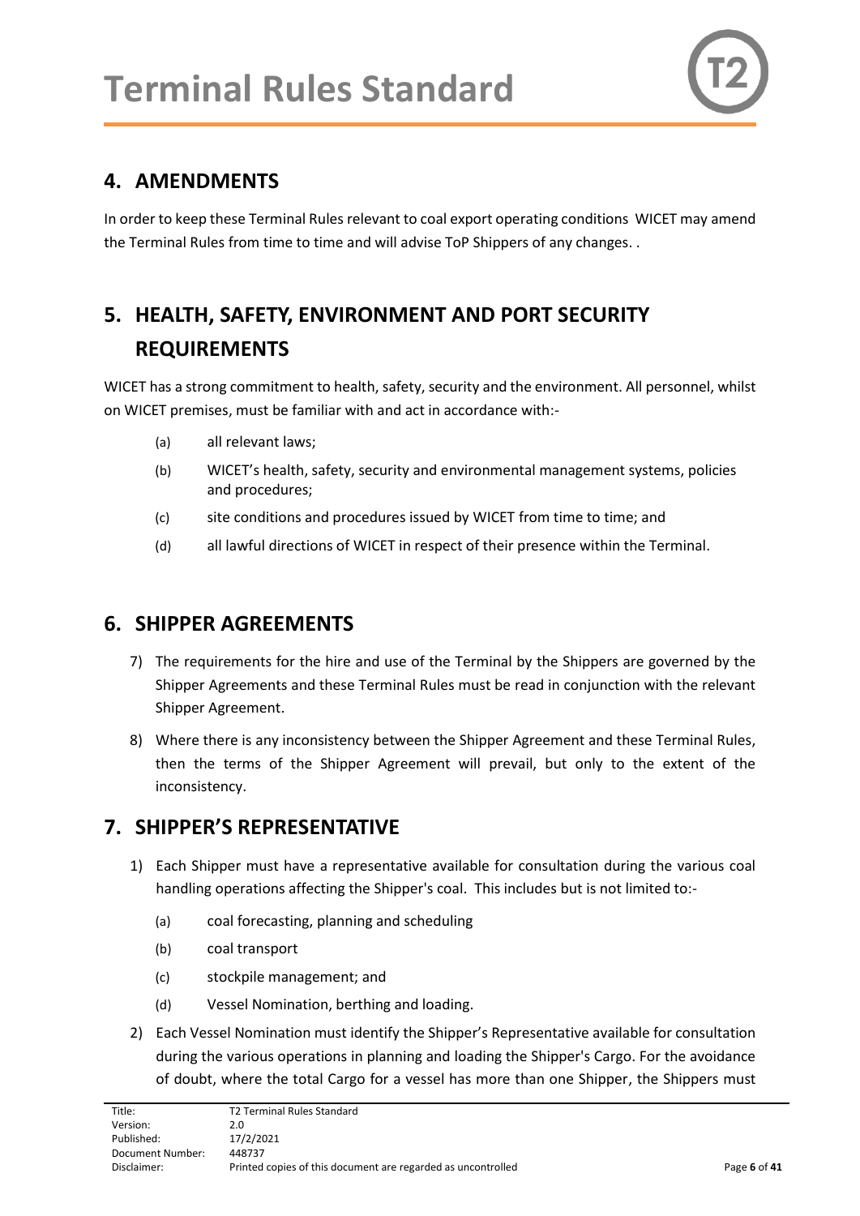## 4. AMENDMENTS

In order to keep these Terminal Rules relevant to coal export operating conditions WICET may amend the Terminal Rules from time to time and will advise ToP Shippers of any changes. .

## 5. HEALTH, SAFETY, ENVIRONMENT AND PORT SECURITY REQUIREMENTS

WICET has a strong commitment to health, safety, security and the environment. All personnel, whilst on WICET premises, must be familiar with and act in accordance with:-

(a) all relevant laws;

(b) WICET's health, safety, security and environmental management systems, policies and procedures;

(c) site conditions and procedures issued by WICET from time to time; and

(d) all lawful directions of WICET in respect of their presence within the Terminal.

## 6. SHIPPER AGREEMENTS

7) The requirements for the hire and use of the Terminal by the Shippers are governed by the Shipper Agreements and these Terminal Rules must be read in conjunction with the relevant Shipper Agreement.

8) Where there is any inconsistency between the Shipper Agreement and these Terminal Rules, then the terms of the Shipper Agreement will prevail, but only to the extent of the inconsistency.

## 7. SHIPPER'S REPRESENTATIVE

1) Each Shipper must have a representative available for consultation during the various coal handling operations affecting the Shipper's coal. This includes but is not limited to:-

   (a) coal forecasting, planning and scheduling

   (b) coal transport

   (c) stockpile management; and

   (d) Vessel Nomination, berthing and loading.

2) Each Vessel Nomination must identify the Shipper's Representative available for consultation during the various operations in planning and loading the Shipper's Cargo. For the avoidance of doubt, where the total Cargo for a vessel has more than one Shipper, the Shippers must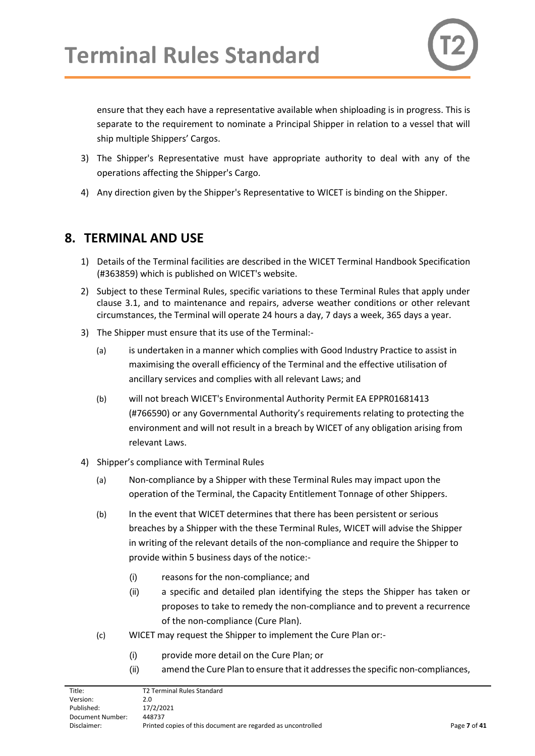ensure that they each have a representative available when shiploading is in progress. This is separate to the requirement to nominate a Principal Shipper in relation to a vessel that will ship multiple Shippers' Cargos.

3) The Shipper's Representative must have appropriate authority to deal with any of the operations affecting the Shipper's Cargo.

4) Any direction given by the Shipper's Representative to WICET is binding on the Shipper.

## 8. TERMINAL AND USE

1) Details of the Terminal facilities are described in the WICET Terminal Handbook Specification (#363859) which is published on WICET's website.

2) Subject to these Terminal Rules, specific variations to these Terminal Rules that apply under clause 3.1, and to maintenance and repairs, adverse weather conditions or other relevant circumstances, the Terminal will operate 24 hours a day, 7 days a week, 365 days a year.

3) The Shipper must ensure that its use of the Terminal:-

   (a) is undertaken in a manner which complies with Good Industry Practice to assist in maximising the overall efficiency of the Terminal and the effective utilisation of ancillary services and complies with all relevant Laws; and

   (b) will not breach WICET's Environmental Authority Permit EA EPPR01681413 (#766590) or any Governmental Authority's requirements relating to protecting the environment and will not result in a breach by WICET of any obligation arising from relevant Laws.

4) Shipper's compliance with Terminal Rules

   (a) Non-compliance by a Shipper with these Terminal Rules may impact upon the operation of the Terminal, the Capacity Entitlement Tonnage of other Shippers.

   (b) In the event that WICET determines that there has been persistent or serious breaches by a Shipper with the these Terminal Rules, WICET will advise the Shipper in writing of the relevant details of the non-compliance and require the Shipper to provide within 5 business days of the notice:-

      (i) reasons for the non-compliance; and

      (ii) a specific and detailed plan identifying the steps the Shipper has taken or proposes to take to remedy the non-compliance and to prevent a recurrence of the non-compliance (Cure Plan).

   (c) WICET may request the Shipper to implement the Cure Plan or:-

      (i) provide more detail on the Cure Plan; or

      (ii) amend the Cure Plan to ensure that it addresses the specific non-compliances,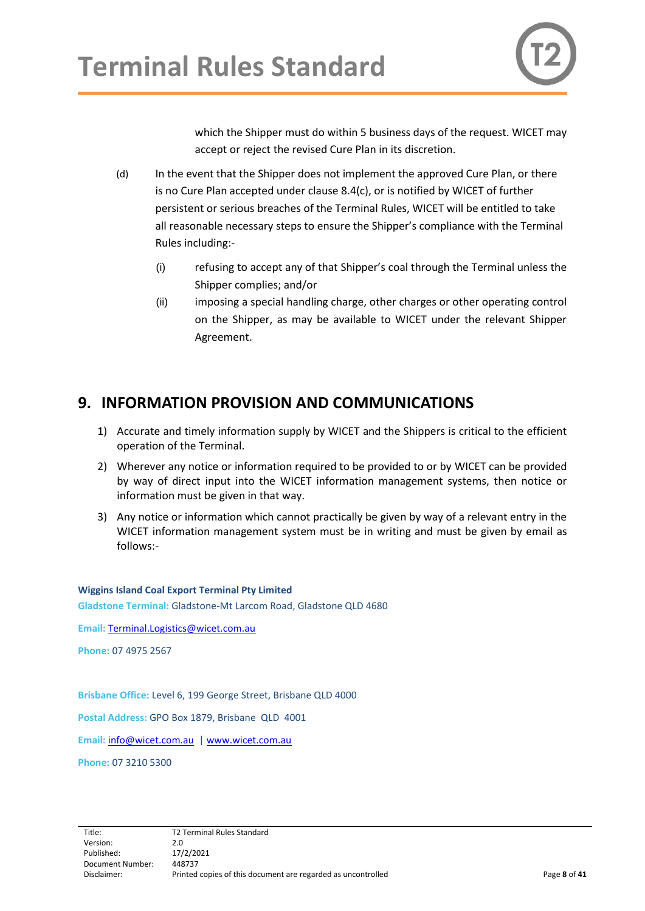which the Shipper must do within 5 business days of the request. WICET may accept or reject the revised Cure Plan in its discretion.

(d) In the event that the Shipper does not implement the approved Cure Plan, or there is no Cure Plan accepted under clause 8.4(c), or is notified by WICET of further persistent or serious breaches of the Terminal Rules, WICET will be entitled to take all reasonable necessary steps to ensure the Shipper's compliance with the Terminal Rules including:-

  (i) refusing to accept any of that Shipper's coal through the Terminal unless the Shipper complies; and/or

  (ii) imposing a special handling charge, other charges or other operating control on the Shipper, as may be available to WICET under the relevant Shipper Agreement.

## 9. INFORMATION PROVISION AND COMMUNICATIONS

1) Accurate and timely information supply by WICET and the Shippers is critical to the efficient operation of the Terminal.
2) Wherever any notice or information required to be provided to or by WICET can be provided by way of direct input into the WICET information management systems, then notice or information must be given in that way.
3) Any notice or information which cannot practically be given by way of a relevant entry in the WICET information management system must be in writing and must be given by email as follows:-

**Wiggins Island Coal Export Terminal Pty Limited**

**Gladstone Terminal:** Gladstone-Mt Larcom Road, Gladstone QLD 4680

**Email:** Terminal.Logistics@wicet.com.au

**Phone:** 07 4975 2567

**Brisbane Office:** Level 6, 199 George Street, Brisbane QLD 4000

**Postal Address:** GPO Box 1879, Brisbane QLD 4001

**Email:** info@wicet.com.au | www.wicet.com.au

**Phone:** 07 3210 5300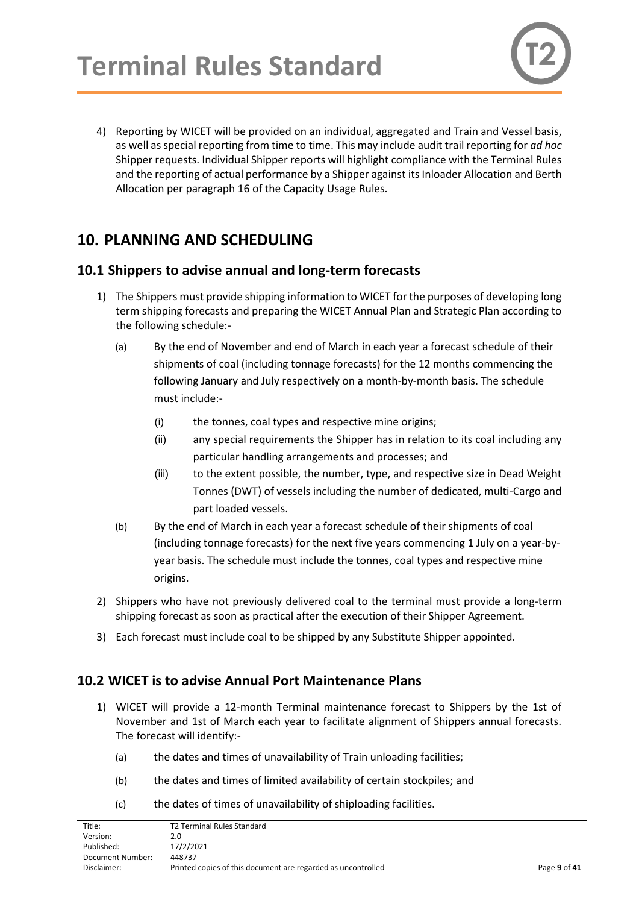4) Reporting by WICET will be provided on an individual, aggregated and Train and Vessel basis, as well as special reporting from time to time. This may include audit trail reporting for *ad hoc* Shipper requests. Individual Shipper reports will highlight compliance with the Terminal Rules and the reporting of actual performance by a Shipper against its Inloader Allocation and Berth Allocation per paragraph 16 of the Capacity Usage Rules.

# 10. PLANNING AND SCHEDULING

## 10.1 Shippers to advise annual and long-term forecasts

1) The Shippers must provide shipping information to WICET for the purposes of developing long term shipping forecasts and preparing the WICET Annual Plan and Strategic Plan according to the following schedule:-

   (a) By the end of November and end of March in each year a forecast schedule of their shipments of coal (including tonnage forecasts) for the 12 months commencing the following January and July respectively on a month-by-month basis. The schedule must include:-

      (i) the tonnes, coal types and respective mine origins;

      (ii) any special requirements the Shipper has in relation to its coal including any particular handling arrangements and processes; and

      (iii) to the extent possible, the number, type, and respective size in Dead Weight Tonnes (DWT) of vessels including the number of dedicated, multi-Cargo and part loaded vessels.

   (b) By the end of March in each year a forecast schedule of their shipments of coal (including tonnage forecasts) for the next five years commencing 1 July on a year-by-year basis. The schedule must include the tonnes, coal types and respective mine origins.

2) Shippers who have not previously delivered coal to the terminal must provide a long-term shipping forecast as soon as practical after the execution of their Shipper Agreement.

3) Each forecast must include coal to be shipped by any Substitute Shipper appointed.

## 10.2 WICET is to advise Annual Port Maintenance Plans

1) WICET will provide a 12-month Terminal maintenance forecast to Shippers by the 1st of November and 1st of March each year to facilitate alignment of Shippers annual forecasts. The forecast will identify:-

   (a) the dates and times of unavailability of Train unloading facilities;

   (b) the dates and times of limited availability of certain stockpiles; and

   (c) the dates of times of unavailability of shiploading facilities.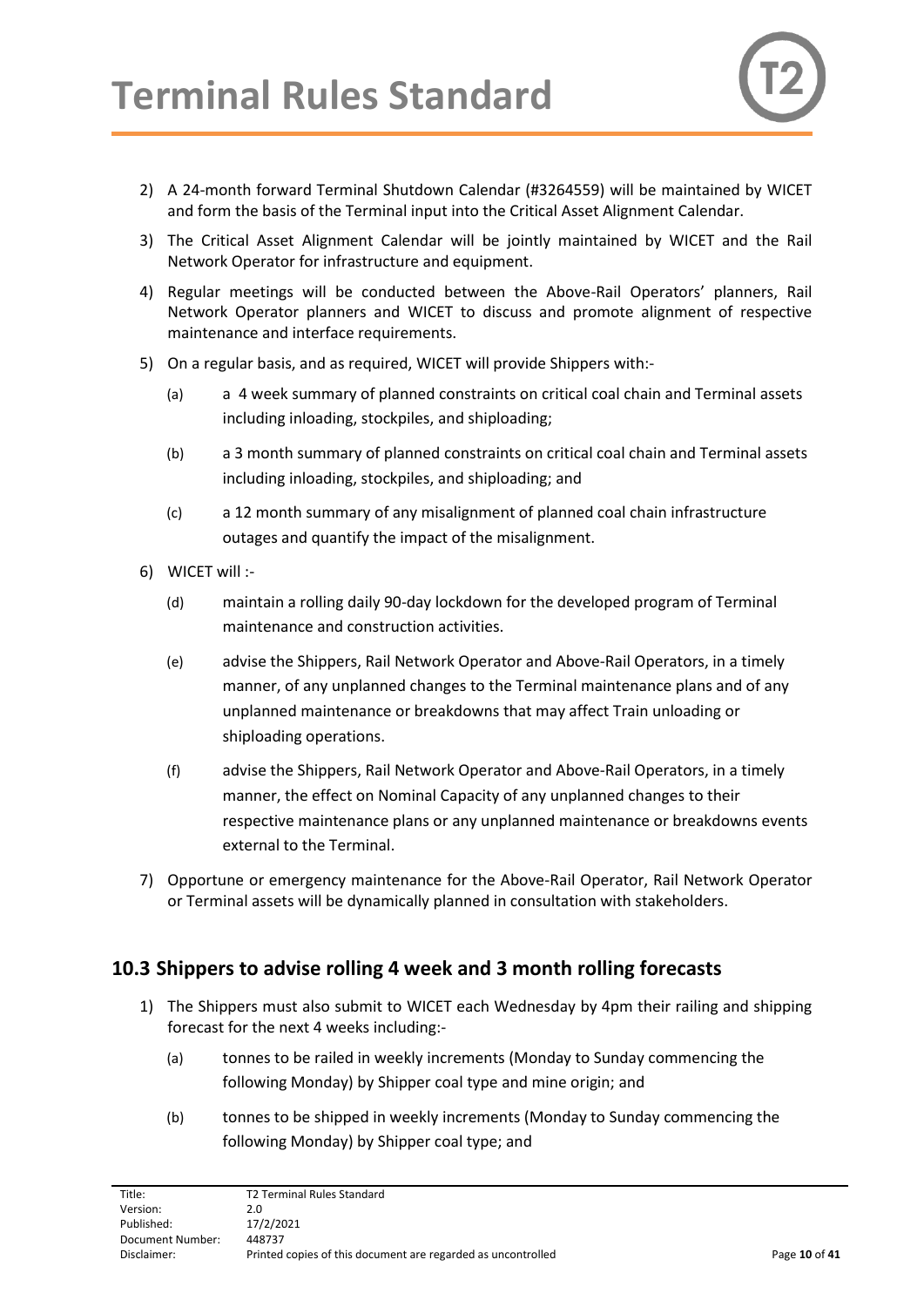2) A 24-month forward Terminal Shutdown Calendar (#3264559) will be maintained by WICET and form the basis of the Terminal input into the Critical Asset Alignment Calendar.

3) The Critical Asset Alignment Calendar will be jointly maintained by WICET and the Rail Network Operator for infrastructure and equipment.

4) Regular meetings will be conducted between the Above-Rail Operators' planners, Rail Network Operator planners and WICET to discuss and promote alignment of respective maintenance and interface requirements.

5) On a regular basis, and as required, WICET will provide Shippers with:-

   (a) a 4 week summary of planned constraints on critical coal chain and Terminal assets including inloading, stockpiles, and shiploading;

   (b) a 3 month summary of planned constraints on critical coal chain and Terminal assets including inloading, stockpiles, and shiploading; and

   (c) a 12 month summary of any misalignment of planned coal chain infrastructure outages and quantify the impact of the misalignment.

6) WICET will :-

   (d) maintain a rolling daily 90-day lockdown for the developed program of Terminal maintenance and construction activities.

   (e) advise the Shippers, Rail Network Operator and Above-Rail Operators, in a timely manner, of any unplanned changes to the Terminal maintenance plans and of any unplanned maintenance or breakdowns that may affect Train unloading or shiploading operations.

   (f) advise the Shippers, Rail Network Operator and Above-Rail Operators, in a timely manner, the effect on Nominal Capacity of any unplanned changes to their respective maintenance plans or any unplanned maintenance or breakdowns events external to the Terminal.

7) Opportune or emergency maintenance for the Above-Rail Operator, Rail Network Operator or Terminal assets will be dynamically planned in consultation with stakeholders.

## 10.3 Shippers to advise rolling 4 week and 3 month rolling forecasts

1) The Shippers must also submit to WICET each Wednesday by 4pm their railing and shipping forecast for the next 4 weeks including:-

   (a) tonnes to be railed in weekly increments (Monday to Sunday commencing the following Monday) by Shipper coal type and mine origin; and

   (b) tonnes to be shipped in weekly increments (Monday to Sunday commencing the following Monday) by Shipper coal type; and

| Title: | T2 Terminal Rules Standard |
|---|---|
| Version: | 2.0 |
| Published: | 17/2/2021 |
| Document Number: | 448737 |
| Disclaimer: | Printed copies of this document are regarded as uncontrolled |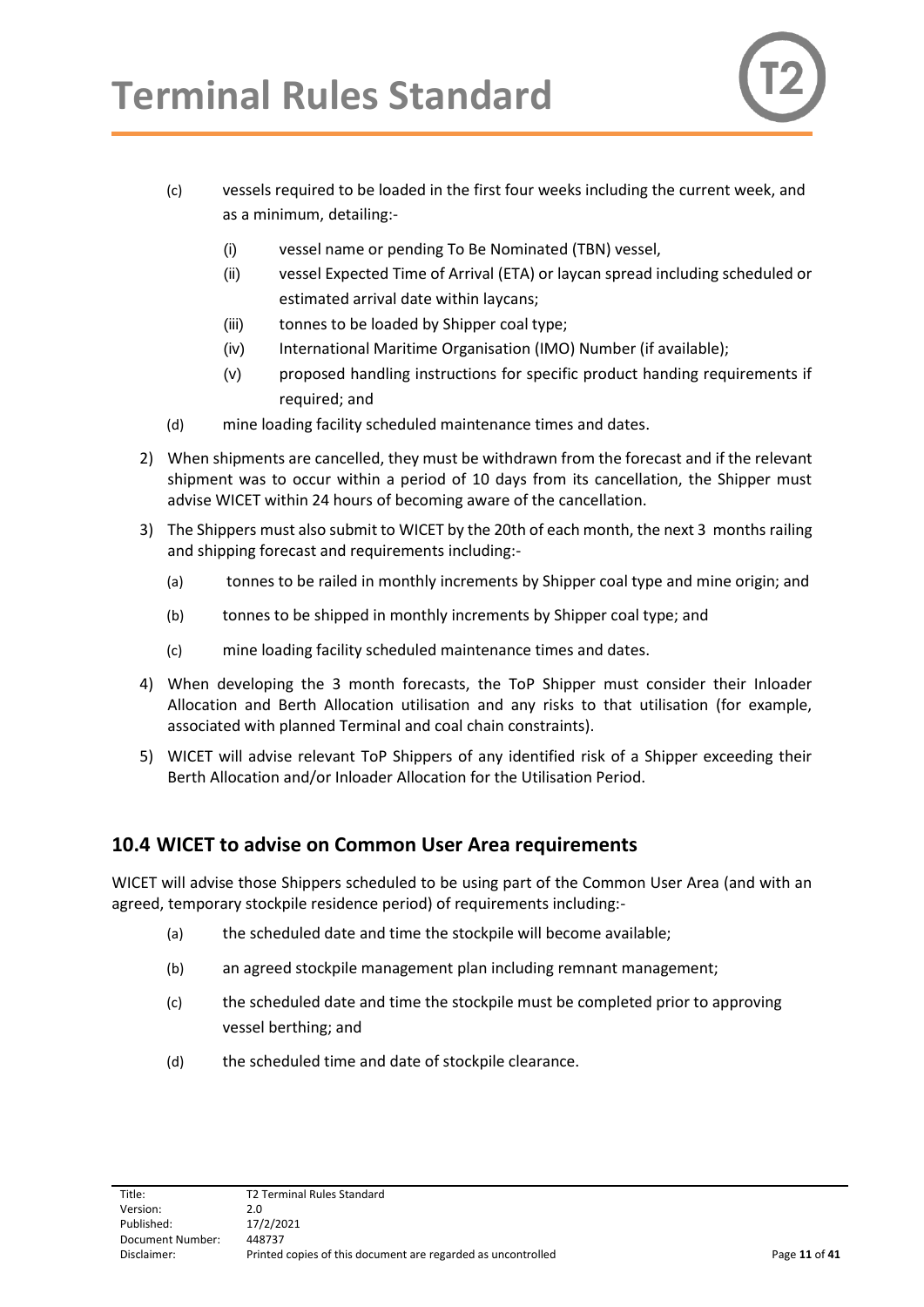(c) vessels required to be loaded in the first four weeks including the current week, and as a minimum, detailing:-

   (i) vessel name or pending To Be Nominated (TBN) vessel,

   (ii) vessel Expected Time of Arrival (ETA) or laycan spread including scheduled or estimated arrival date within laycans;

   (iii) tonnes to be loaded by Shipper coal type;

   (iv) International Maritime Organisation (IMO) Number (if available);

   (v) proposed handling instructions for specific product handing requirements if required; and

(d) mine loading facility scheduled maintenance times and dates.

2) When shipments are cancelled, they must be withdrawn from the forecast and if the relevant shipment was to occur within a period of 10 days from its cancellation, the Shipper must advise WICET within 24 hours of becoming aware of the cancellation.

3) The Shippers must also submit to WICET by the 20th of each month, the next 3 months railing and shipping forecast and requirements including:-

   (a) tonnes to be railed in monthly increments by Shipper coal type and mine origin; and

   (b) tonnes to be shipped in monthly increments by Shipper coal type; and

   (c) mine loading facility scheduled maintenance times and dates.

4) When developing the 3 month forecasts, the ToP Shipper must consider their Inloader Allocation and Berth Allocation utilisation and any risks to that utilisation (for example, associated with planned Terminal and coal chain constraints).

5) WICET will advise relevant ToP Shippers of any identified risk of a Shipper exceeding their Berth Allocation and/or Inloader Allocation for the Utilisation Period.

## 10.4 WICET to advise on Common User Area requirements

WICET will advise those Shippers scheduled to be using part of the Common User Area (and with an agreed, temporary stockpile residence period) of requirements including:-

(a) the scheduled date and time the stockpile will become available;

(b) an agreed stockpile management plan including remnant management;

(c) the scheduled date and time the stockpile must be completed prior to approving vessel berthing; and

(d) the scheduled time and date of stockpile clearance.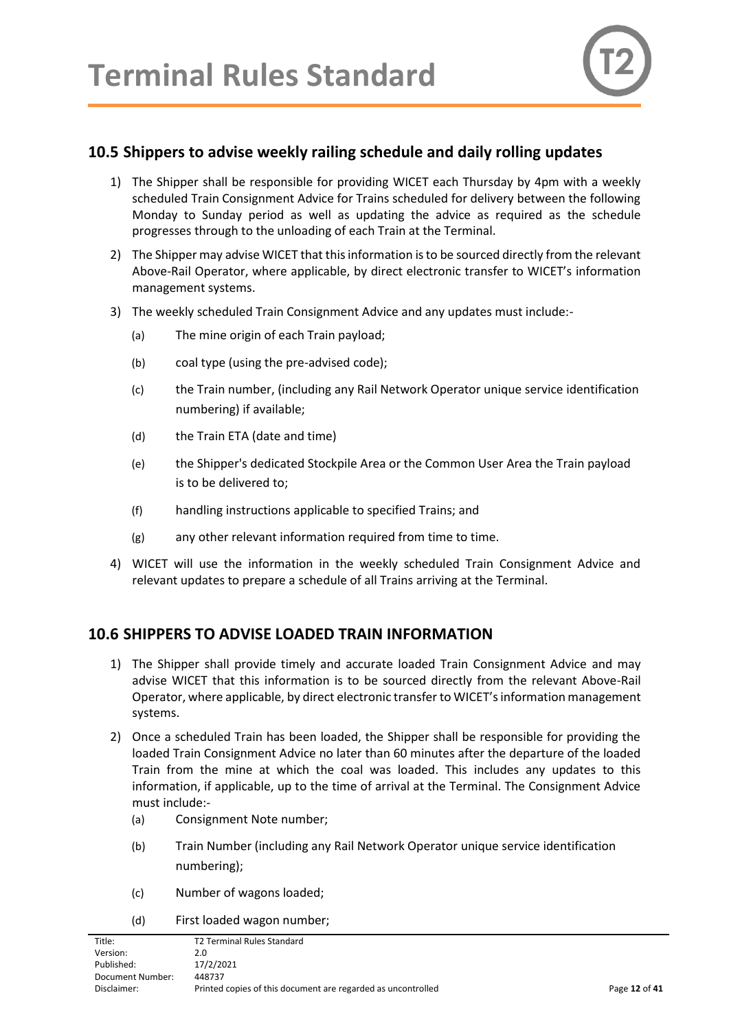## 10.5 Shippers to advise weekly railing schedule and daily rolling updates

1) The Shipper shall be responsible for providing WICET each Thursday by 4pm with a weekly scheduled Train Consignment Advice for Trains scheduled for delivery between the following Monday to Sunday period as well as updating the advice as required as the schedule progresses through to the unloading of each Train at the Terminal.

2) The Shipper may advise WICET that this information is to be sourced directly from the relevant Above-Rail Operator, where applicable, by direct electronic transfer to WICET's information management systems.

3) The weekly scheduled Train Consignment Advice and any updates must include:-

   (a) The mine origin of each Train payload;

   (b) coal type (using the pre-advised code);

   (c) the Train number, (including any Rail Network Operator unique service identification numbering) if available;

   (d) the Train ETA (date and time)

   (e) the Shipper's dedicated Stockpile Area or the Common User Area the Train payload is to be delivered to;

   (f) handling instructions applicable to specified Trains; and

   (g) any other relevant information required from time to time.

4) WICET will use the information in the weekly scheduled Train Consignment Advice and relevant updates to prepare a schedule of all Trains arriving at the Terminal.

## 10.6 SHIPPERS TO ADVISE LOADED TRAIN INFORMATION

1) The Shipper shall provide timely and accurate loaded Train Consignment Advice and may advise WICET that this information is to be sourced directly from the relevant Above-Rail Operator, where applicable, by direct electronic transfer to WICET's information management systems.

2) Once a scheduled Train has been loaded, the Shipper shall be responsible for providing the loaded Train Consignment Advice no later than 60 minutes after the departure of the loaded Train from the mine at which the coal was loaded. This includes any updates to this information, if applicable, up to the time of arrival at the Terminal. The Consignment Advice must include:-

   (a) Consignment Note number;

   (b) Train Number (including any Rail Network Operator unique service identification numbering);

   (c) Number of wagons loaded;

   (d) First loaded wagon number;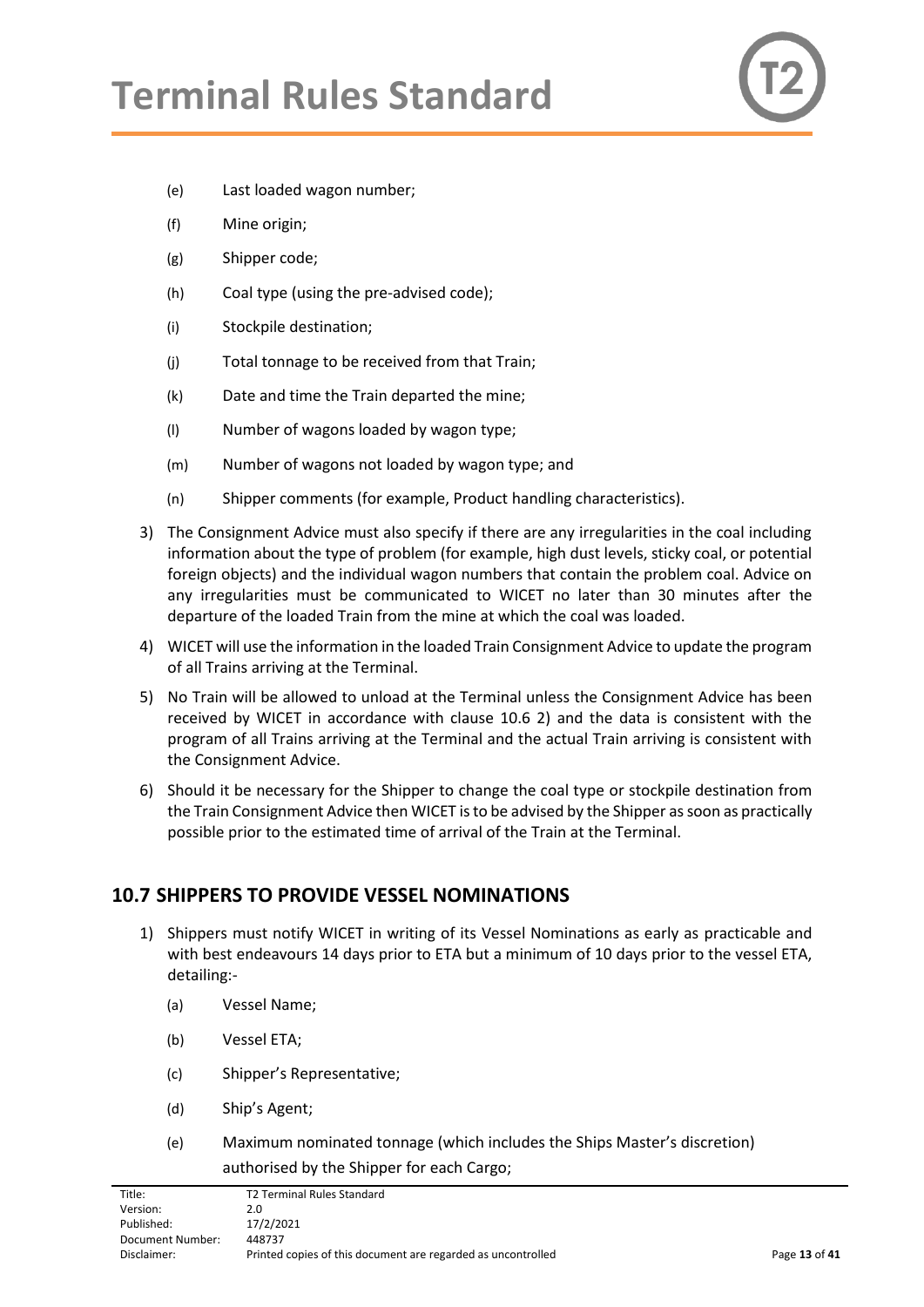(e) Last loaded wagon number;

(f) Mine origin;

(g) Shipper code;

(h) Coal type (using the pre-advised code);

(i) Stockpile destination;

(j) Total tonnage to be received from that Train;

(k) Date and time the Train departed the mine;

(l) Number of wagons loaded by wagon type;

(m) Number of wagons not loaded by wagon type; and

(n) Shipper comments (for example, Product handling characteristics).

3) The Consignment Advice must also specify if there are any irregularities in the coal including information about the type of problem (for example, high dust levels, sticky coal, or potential foreign objects) and the individual wagon numbers that contain the problem coal. Advice on any irregularities must be communicated to WICET no later than 30 minutes after the departure of the loaded Train from the mine at which the coal was loaded.

4) WICET will use the information in the loaded Train Consignment Advice to update the program of all Trains arriving at the Terminal.

5) No Train will be allowed to unload at the Terminal unless the Consignment Advice has been received by WICET in accordance with clause 10.6 2) and the data is consistent with the program of all Trains arriving at the Terminal and the actual Train arriving is consistent with the Consignment Advice.

6) Should it be necessary for the Shipper to change the coal type or stockpile destination from the Train Consignment Advice then WICET is to be advised by the Shipper as soon as practically possible prior to the estimated time of arrival of the Train at the Terminal.

## 10.7 SHIPPERS TO PROVIDE VESSEL NOMINATIONS

1) Shippers must notify WICET in writing of its Vessel Nominations as early as practicable and with best endeavours 14 days prior to ETA but a minimum of 10 days prior to the vessel ETA, detailing:-

(a) Vessel Name;

(b) Vessel ETA;

(c) Shipper's Representative;

(d) Ship's Agent;

(e) Maximum nominated tonnage (which includes the Ships Master's discretion) authorised by the Shipper for each Cargo;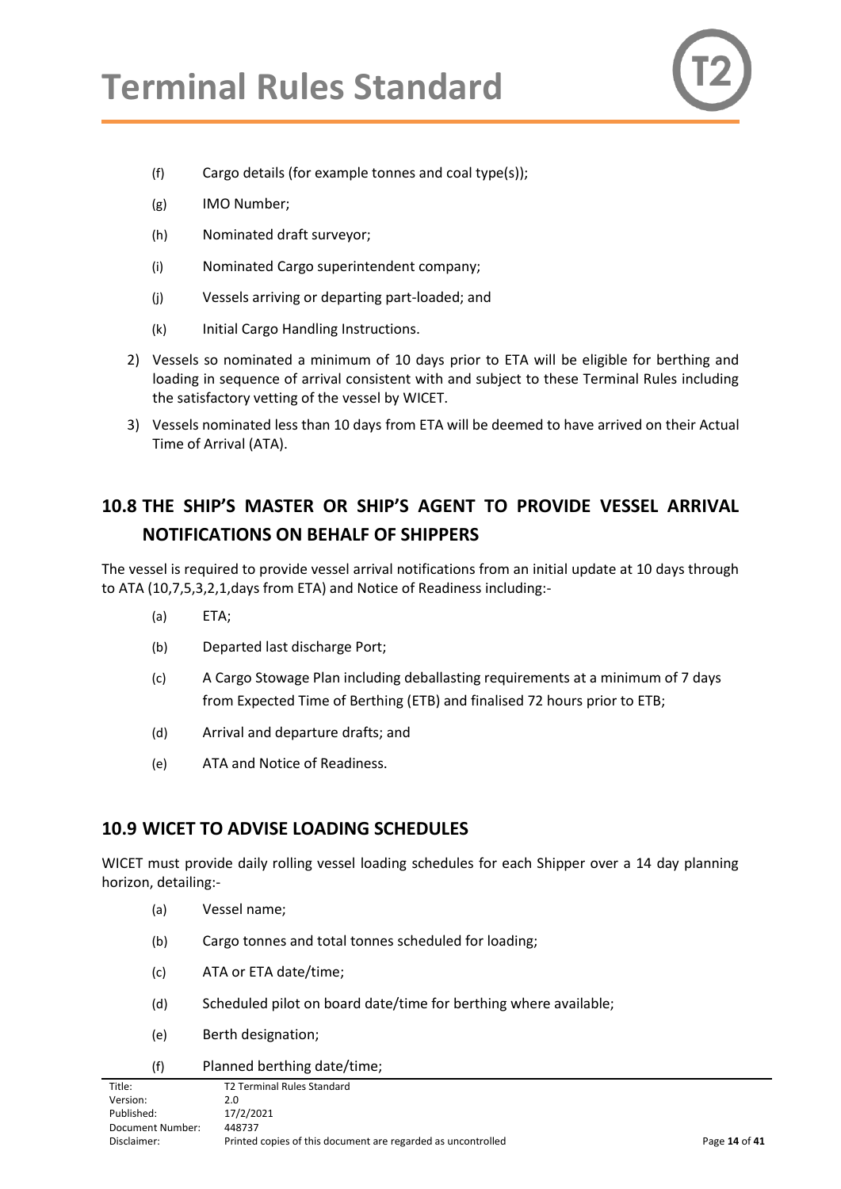(f) Cargo details (for example tonnes and coal type(s));

(g) IMO Number;

(h) Nominated draft surveyor;

(i) Nominated Cargo superintendent company;

(j) Vessels arriving or departing part-loaded; and

(k) Initial Cargo Handling Instructions.

2) Vessels so nominated a minimum of 10 days prior to ETA will be eligible for berthing and loading in sequence of arrival consistent with and subject to these Terminal Rules including the satisfactory vetting of the vessel by WICET.

3) Vessels nominated less than 10 days from ETA will be deemed to have arrived on their Actual Time of Arrival (ATA).

## 10.8 THE SHIP'S MASTER OR SHIP'S AGENT TO PROVIDE VESSEL ARRIVAL NOTIFICATIONS ON BEHALF OF SHIPPERS

The vessel is required to provide vessel arrival notifications from an initial update at 10 days through to ATA (10,7,5,3,2,1,days from ETA) and Notice of Readiness including:-

(a) ETA;

(b) Departed last discharge Port;

(c) A Cargo Stowage Plan including deballasting requirements at a minimum of 7 days from Expected Time of Berthing (ETB) and finalised 72 hours prior to ETB;

(d) Arrival and departure drafts; and

(e) ATA and Notice of Readiness.

## 10.9 WICET TO ADVISE LOADING SCHEDULES

WICET must provide daily rolling vessel loading schedules for each Shipper over a 14 day planning horizon, detailing:-

(a) Vessel name;

(b) Cargo tonnes and total tonnes scheduled for loading;

(c) ATA or ETA date/time;

(d) Scheduled pilot on board date/time for berthing where available;

(e) Berth designation;

(f) Planned berthing date/time;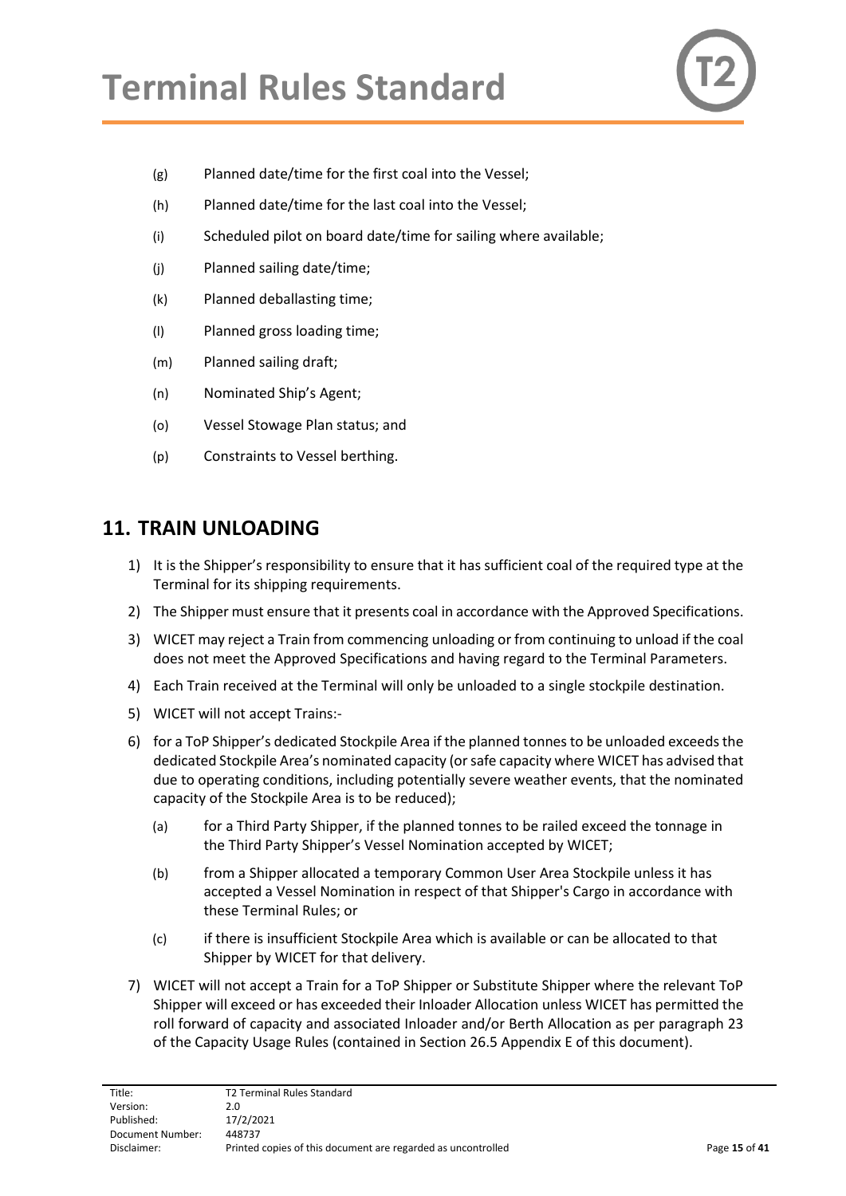(g) Planned date/time for the first coal into the Vessel;

(h) Planned date/time for the last coal into the Vessel;

(i) Scheduled pilot on board date/time for sailing where available;

(j) Planned sailing date/time;

(k) Planned deballasting time;

(l) Planned gross loading time;

(m) Planned sailing draft;

(n) Nominated Ship's Agent;

(o) Vessel Stowage Plan status; and

(p) Constraints to Vessel berthing.

## 11. TRAIN UNLOADING

1) It is the Shipper's responsibility to ensure that it has sufficient coal of the required type at the Terminal for its shipping requirements.
2) The Shipper must ensure that it presents coal in accordance with the Approved Specifications.
3) WICET may reject a Train from commencing unloading or from continuing to unload if the coal does not meet the Approved Specifications and having regard to the Terminal Parameters.
4) Each Train received at the Terminal will only be unloaded to a single stockpile destination.
5) WICET will not accept Trains:-
6) for a ToP Shipper's dedicated Stockpile Area if the planned tonnes to be unloaded exceeds the dedicated Stockpile Area's nominated capacity (or safe capacity where WICET has advised that due to operating conditions, including potentially severe weather events, that the nominated capacity of the Stockpile Area is to be reduced);
   - (a) for a Third Party Shipper, if the planned tonnes to be railed exceed the tonnage in the Third Party Shipper's Vessel Nomination accepted by WICET;
   - (b) from a Shipper allocated a temporary Common User Area Stockpile unless it has accepted a Vessel Nomination in respect of that Shipper's Cargo in accordance with these Terminal Rules; or
   - (c) if there is insufficient Stockpile Area which is available or can be allocated to that Shipper by WICET for that delivery.
7) WICET will not accept a Train for a ToP Shipper or Substitute Shipper where the relevant ToP Shipper will exceed or has exceeded their Inloader Allocation unless WICET has permitted the roll forward of capacity and associated Inloader and/or Berth Allocation as per paragraph 23 of the Capacity Usage Rules (contained in Section 26.5 Appendix E of this document).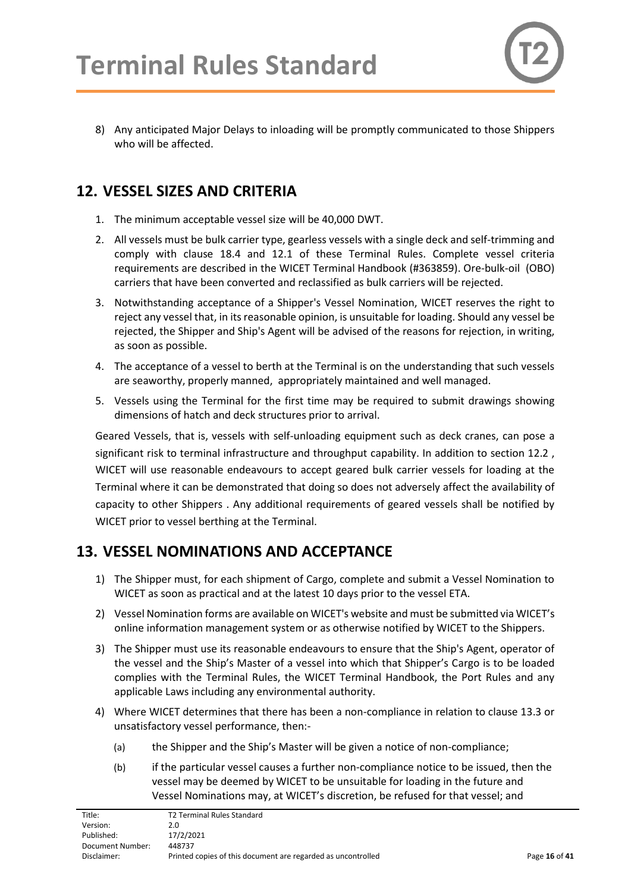8) Any anticipated Major Delays to inloading will be promptly communicated to those Shippers who will be affected.

## 12. VESSEL SIZES AND CRITERIA

1. The minimum acceptable vessel size will be 40,000 DWT.
2. All vessels must be bulk carrier type, gearless vessels with a single deck and self-trimming and comply with clause 18.4 and 12.1 of these Terminal Rules. Complete vessel criteria requirements are described in the WICET Terminal Handbook (#363859). Ore-bulk-oil (OBO) carriers that have been converted and reclassified as bulk carriers will be rejected.
3. Notwithstanding acceptance of a Shipper's Vessel Nomination, WICET reserves the right to reject any vessel that, in its reasonable opinion, is unsuitable for loading. Should any vessel be rejected, the Shipper and Ship's Agent will be advised of the reasons for rejection, in writing, as soon as possible.
4. The acceptance of a vessel to berth at the Terminal is on the understanding that such vessels are seaworthy, properly manned, appropriately maintained and well managed.
5. Vessels using the Terminal for the first time may be required to submit drawings showing dimensions of hatch and deck structures prior to arrival.

Geared Vessels, that is, vessels with self-unloading equipment such as deck cranes, can pose a significant risk to terminal infrastructure and throughput capability. In addition to section 12.2 , WICET will use reasonable endeavours to accept geared bulk carrier vessels for loading at the Terminal where it can be demonstrated that doing so does not adversely affect the availability of capacity to other Shippers . Any additional requirements of geared vessels shall be notified by WICET prior to vessel berthing at the Terminal.

## 13. VESSEL NOMINATIONS AND ACCEPTANCE

1) The Shipper must, for each shipment of Cargo, complete and submit a Vessel Nomination to WICET as soon as practical and at the latest 10 days prior to the vessel ETA.
2) Vessel Nomination forms are available on WICET's website and must be submitted via WICET's online information management system or as otherwise notified by WICET to the Shippers.
3) The Shipper must use its reasonable endeavours to ensure that the Ship's Agent, operator of the vessel and the Ship's Master of a vessel into which that Shipper's Cargo is to be loaded complies with the Terminal Rules, the WICET Terminal Handbook, the Port Rules and any applicable Laws including any environmental authority.
4) Where WICET determines that there has been a non-compliance in relation to clause 13.3 or unsatisfactory vessel performance, then:-
   - (a) the Shipper and the Ship's Master will be given a notice of non-compliance;
   - (b) if the particular vessel causes a further non-compliance notice to be issued, then the vessel may be deemed by WICET to be unsuitable for loading in the future and Vessel Nominations may, at WICET's discretion, be refused for that vessel; and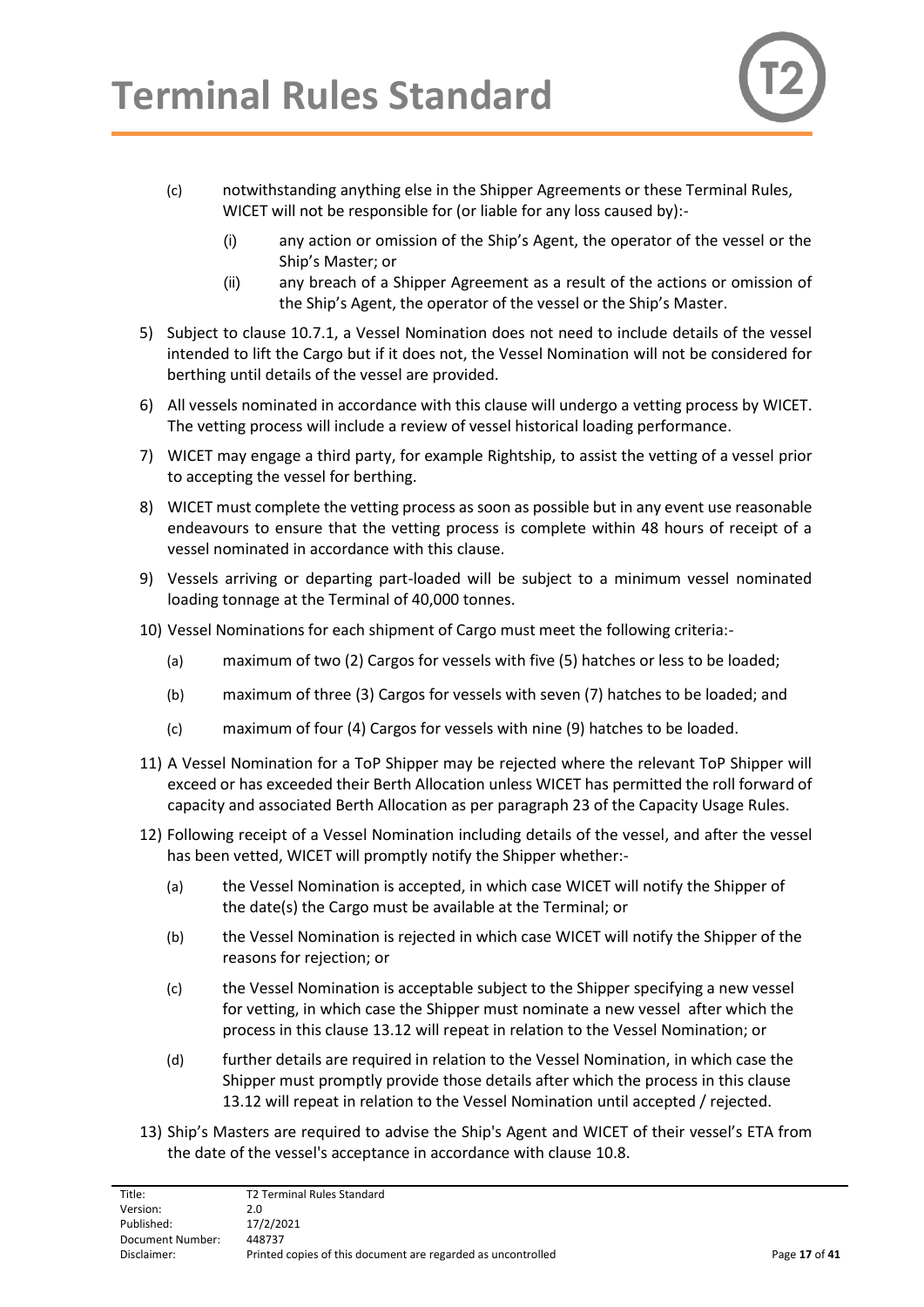(c) notwithstanding anything else in the Shipper Agreements or these Terminal Rules, WICET will not be responsible for (or liable for any loss caused by):-

   (i) any action or omission of the Ship's Agent, the operator of the vessel or the Ship's Master; or

   (ii) any breach of a Shipper Agreement as a result of the actions or omission of the Ship's Agent, the operator of the vessel or the Ship's Master.

5) Subject to clause 10.7.1, a Vessel Nomination does not need to include details of the vessel intended to lift the Cargo but if it does not, the Vessel Nomination will not be considered for berthing until details of the vessel are provided.

6) All vessels nominated in accordance with this clause will undergo a vetting process by WICET. The vetting process will include a review of vessel historical loading performance.

7) WICET may engage a third party, for example Rightship, to assist the vetting of a vessel prior to accepting the vessel for berthing.

8) WICET must complete the vetting process as soon as possible but in any event use reasonable endeavours to ensure that the vetting process is complete within 48 hours of receipt of a vessel nominated in accordance with this clause.

9) Vessels arriving or departing part-loaded will be subject to a minimum vessel nominated loading tonnage at the Terminal of 40,000 tonnes.

10) Vessel Nominations for each shipment of Cargo must meet the following criteria:-

    (a) maximum of two (2) Cargos for vessels with five (5) hatches or less to be loaded;

    (b) maximum of three (3) Cargos for vessels with seven (7) hatches to be loaded; and

    (c) maximum of four (4) Cargos for vessels with nine (9) hatches to be loaded.

11) A Vessel Nomination for a ToP Shipper may be rejected where the relevant ToP Shipper will exceed or has exceeded their Berth Allocation unless WICET has permitted the roll forward of capacity and associated Berth Allocation as per paragraph 23 of the Capacity Usage Rules.

12) Following receipt of a Vessel Nomination including details of the vessel, and after the vessel has been vetted, WICET will promptly notify the Shipper whether:-

    (a) the Vessel Nomination is accepted, in which case WICET will notify the Shipper of the date(s) the Cargo must be available at the Terminal; or

    (b) the Vessel Nomination is rejected in which case WICET will notify the Shipper of the reasons for rejection; or

    (c) the Vessel Nomination is acceptable subject to the Shipper specifying a new vessel for vetting, in which case the Shipper must nominate a new vessel after which the process in this clause 13.12 will repeat in relation to the Vessel Nomination; or

    (d) further details are required in relation to the Vessel Nomination, in which case the Shipper must promptly provide those details after which the process in this clause 13.12 will repeat in relation to the Vessel Nomination until accepted / rejected.

13) Ship's Masters are required to advise the Ship's Agent and WICET of their vessel's ETA from the date of the vessel's acceptance in accordance with clause 10.8.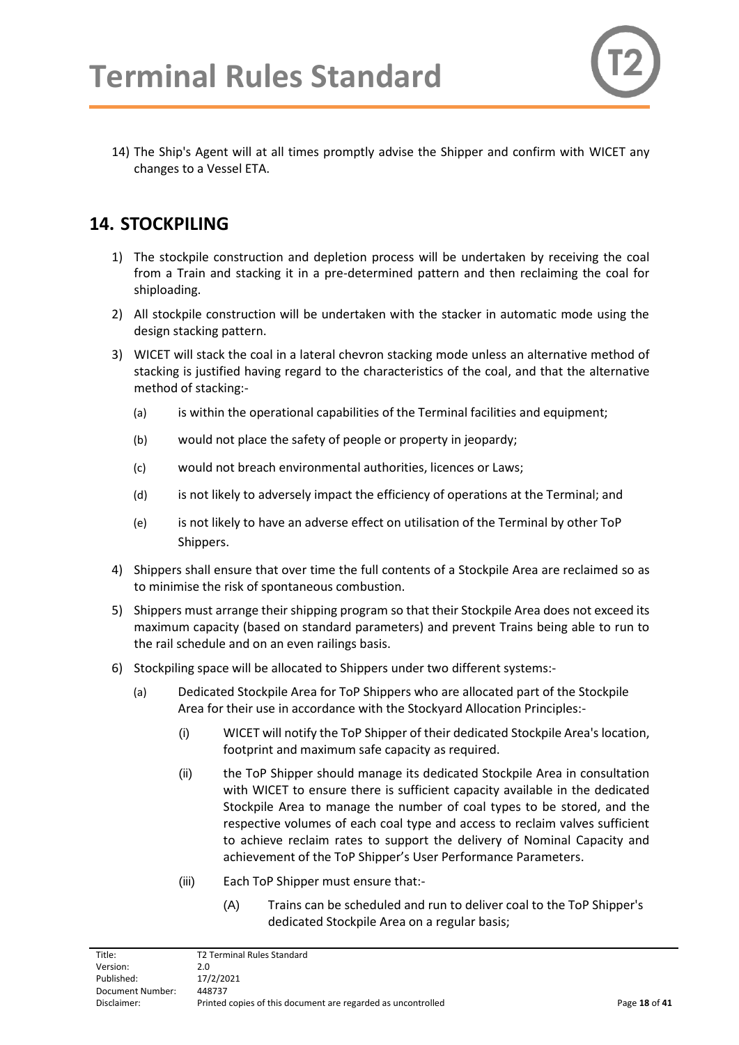14) The Ship's Agent will at all times promptly advise the Shipper and confirm with WICET any changes to a Vessel ETA.

## 14. STOCKPILING

1) The stockpile construction and depletion process will be undertaken by receiving the coal from a Train and stacking it in a pre-determined pattern and then reclaiming the coal for shiploading.

2) All stockpile construction will be undertaken with the stacker in automatic mode using the design stacking pattern.

3) WICET will stack the coal in a lateral chevron stacking mode unless an alternative method of stacking is justified having regard to the characteristics of the coal, and that the alternative method of stacking:-

   (a) is within the operational capabilities of the Terminal facilities and equipment;

   (b) would not place the safety of people or property in jeopardy;

   (c) would not breach environmental authorities, licences or Laws;

   (d) is not likely to adversely impact the efficiency of operations at the Terminal; and

   (e) is not likely to have an adverse effect on utilisation of the Terminal by other ToP Shippers.

4) Shippers shall ensure that over time the full contents of a Stockpile Area are reclaimed so as to minimise the risk of spontaneous combustion.

5) Shippers must arrange their shipping program so that their Stockpile Area does not exceed its maximum capacity (based on standard parameters) and prevent Trains being able to run to the rail schedule and on an even railings basis.

6) Stockpiling space will be allocated to Shippers under two different systems:-

   (a) Dedicated Stockpile Area for ToP Shippers who are allocated part of the Stockpile Area for their use in accordance with the Stockyard Allocation Principles:-

      (i) WICET will notify the ToP Shipper of their dedicated Stockpile Area's location, footprint and maximum safe capacity as required.

      (ii) the ToP Shipper should manage its dedicated Stockpile Area in consultation with WICET to ensure there is sufficient capacity available in the dedicated Stockpile Area to manage the number of coal types to be stored, and the respective volumes of each coal type and access to reclaim valves sufficient to achieve reclaim rates to support the delivery of Nominal Capacity and achievement of the ToP Shipper's User Performance Parameters.

      (iii) Each ToP Shipper must ensure that:-

         (A) Trains can be scheduled and run to deliver coal to the ToP Shipper's dedicated Stockpile Area on a regular basis;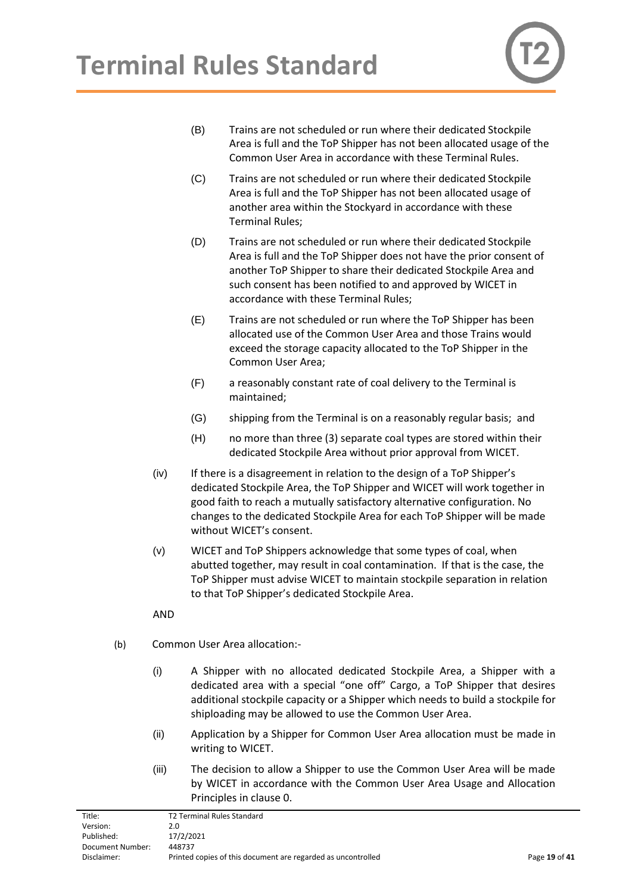- (B) Trains are not scheduled or run where their dedicated Stockpile Area is full and the ToP Shipper has not been allocated usage of the Common User Area in accordance with these Terminal Rules.
- (C) Trains are not scheduled or run where their dedicated Stockpile Area is full and the ToP Shipper has not been allocated usage of another area within the Stockyard in accordance with these Terminal Rules;
- (D) Trains are not scheduled or run where their dedicated Stockpile Area is full and the ToP Shipper does not have the prior consent of another ToP Shipper to share their dedicated Stockpile Area and such consent has been notified to and approved by WICET in accordance with these Terminal Rules;
- (E) Trains are not scheduled or run where the ToP Shipper has been allocated use of the Common User Area and those Trains would exceed the storage capacity allocated to the ToP Shipper in the Common User Area;
- (F) a reasonably constant rate of coal delivery to the Terminal is maintained;
- (G) shipping from the Terminal is on a reasonably regular basis; and
- (H) no more than three (3) separate coal types are stored within their dedicated Stockpile Area without prior approval from WICET.

(iv) If there is a disagreement in relation to the design of a ToP Shipper's dedicated Stockpile Area, the ToP Shipper and WICET will work together in good faith to reach a mutually satisfactory alternative configuration. No changes to the dedicated Stockpile Area for each ToP Shipper will be made without WICET's consent.

(v) WICET and ToP Shippers acknowledge that some types of coal, when abutted together, may result in coal contamination. If that is the case, the ToP Shipper must advise WICET to maintain stockpile separation in relation to that ToP Shipper's dedicated Stockpile Area.

AND

(b) Common User Area allocation:-

(i) A Shipper with no allocated dedicated Stockpile Area, a Shipper with a dedicated area with a special "one off" Cargo, a ToP Shipper that desires additional stockpile capacity or a Shipper which needs to build a stockpile for shiploading may be allowed to use the Common User Area.

(ii) Application by a Shipper for Common User Area allocation must be made in writing to WICET.

(iii) The decision to allow a Shipper to use the Common User Area will be made by WICET in accordance with the Common User Area Usage and Allocation Principles in clause 0.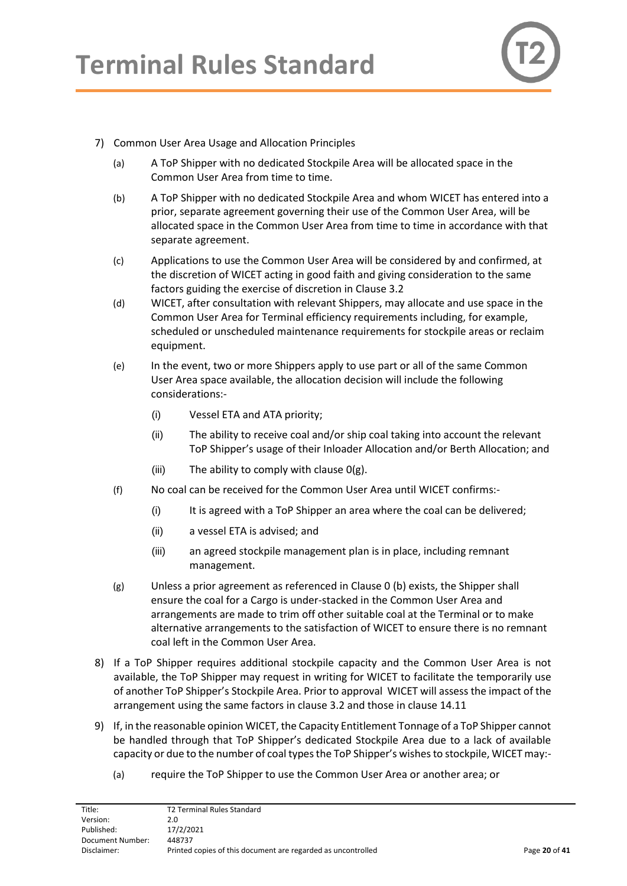7) Common User Area Usage and Allocation Principles

   (a) A ToP Shipper with no dedicated Stockpile Area will be allocated space in the Common User Area from time to time.

   (b) A ToP Shipper with no dedicated Stockpile Area and whom WICET has entered into a prior, separate agreement governing their use of the Common User Area, will be allocated space in the Common User Area from time to time in accordance with that separate agreement.

   (c) Applications to use the Common User Area will be considered by and confirmed, at the discretion of WICET acting in good faith and giving consideration to the same factors guiding the exercise of discretion in Clause 3.2

   (d) WICET, after consultation with relevant Shippers, may allocate and use space in the Common User Area for Terminal efficiency requirements including, for example, scheduled or unscheduled maintenance requirements for stockpile areas or reclaim equipment.

   (e) In the event, two or more Shippers apply to use part or all of the same Common User Area space available, the allocation decision will include the following considerations:-

      (i) Vessel ETA and ATA priority;

      (ii) The ability to receive coal and/or ship coal taking into account the relevant ToP Shipper's usage of their Inloader Allocation and/or Berth Allocation; and

      (iii) The ability to comply with clause 0(g).

   (f) No coal can be received for the Common User Area until WICET confirms:-

      (i) It is agreed with a ToP Shipper an area where the coal can be delivered;

      (ii) a vessel ETA is advised; and

      (iii) an agreed stockpile management plan is in place, including remnant management.

   (g) Unless a prior agreement as referenced in Clause 0 (b) exists, the Shipper shall ensure the coal for a Cargo is under-stacked in the Common User Area and arrangements are made to trim off other suitable coal at the Terminal or to make alternative arrangements to the satisfaction of WICET to ensure there is no remnant coal left in the Common User Area.

8) If a ToP Shipper requires additional stockpile capacity and the Common User Area is not available, the ToP Shipper may request in writing for WICET to facilitate the temporarily use of another ToP Shipper's Stockpile Area. Prior to approval WICET will assess the impact of the arrangement using the same factors in clause 3.2 and those in clause 14.11

9) If, in the reasonable opinion WICET, the Capacity Entitlement Tonnage of a ToP Shipper cannot be handled through that ToP Shipper's dedicated Stockpile Area due to a lack of available capacity or due to the number of coal types the ToP Shipper's wishes to stockpile, WICET may:-

   (a) require the ToP Shipper to use the Common User Area or another area; or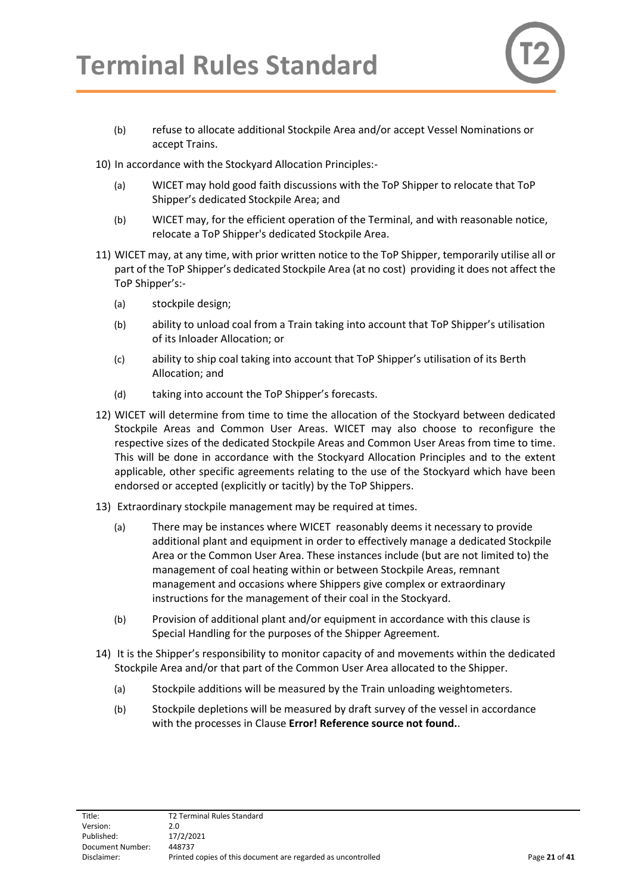(b) refuse to allocate additional Stockpile Area and/or accept Vessel Nominations or accept Trains.

10) In accordance with the Stockyard Allocation Principles:-

    (a) WICET may hold good faith discussions with the ToP Shipper to relocate that ToP Shipper's dedicated Stockpile Area; and

    (b) WICET may, for the efficient operation of the Terminal, and with reasonable notice, relocate a ToP Shipper's dedicated Stockpile Area.

11) WICET may, at any time, with prior written notice to the ToP Shipper, temporarily utilise all or part of the ToP Shipper's dedicated Stockpile Area (at no cost) providing it does not affect the ToP Shipper's:-

    (a) stockpile design;

    (b) ability to unload coal from a Train taking into account that ToP Shipper's utilisation of its Inloader Allocation; or

    (c) ability to ship coal taking into account that ToP Shipper's utilisation of its Berth Allocation; and

    (d) taking into account the ToP Shipper's forecasts.

12) WICET will determine from time to time the allocation of the Stockyard between dedicated Stockpile Areas and Common User Areas. WICET may also choose to reconfigure the respective sizes of the dedicated Stockpile Areas and Common User Areas from time to time. This will be done in accordance with the Stockyard Allocation Principles and to the extent applicable, other specific agreements relating to the use of the Stockyard which have been endorsed or accepted (explicitly or tacitly) by the ToP Shippers.

13) Extraordinary stockpile management may be required at times.

    (a) There may be instances where WICET reasonably deems it necessary to provide additional plant and equipment in order to effectively manage a dedicated Stockpile Area or the Common User Area. These instances include (but are not limited to) the management of coal heating within or between Stockpile Areas, remnant management and occasions where Shippers give complex or extraordinary instructions for the management of their coal in the Stockyard.

    (b) Provision of additional plant and/or equipment in accordance with this clause is Special Handling for the purposes of the Shipper Agreement.

14) It is the Shipper's responsibility to monitor capacity of and movements within the dedicated Stockpile Area and/or that part of the Common User Area allocated to the Shipper.

    (a) Stockpile additions will be measured by the Train unloading weightometers.

    (b) Stockpile depletions will be measured by draft survey of the vessel in accordance with the processes in Clause **Error! Reference source not found.**.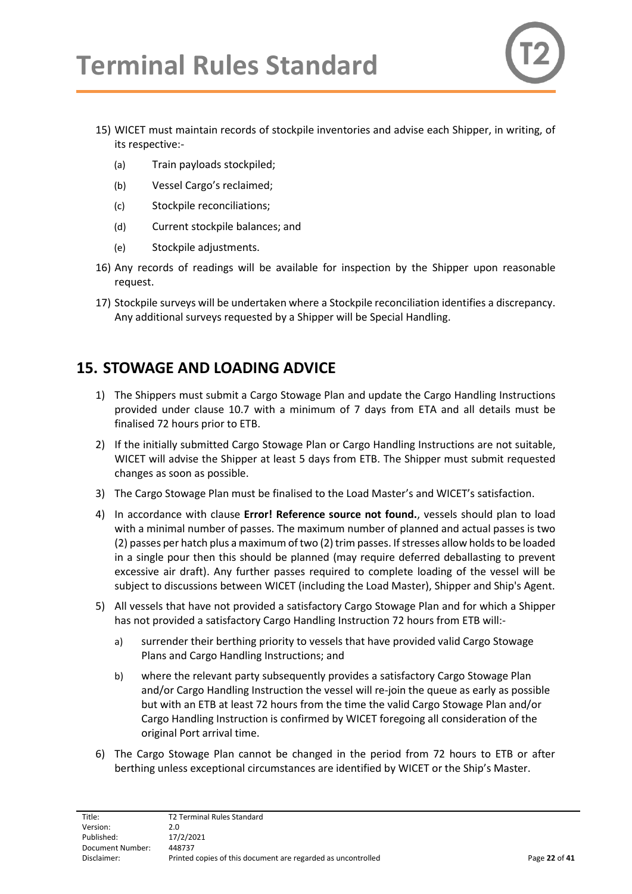15) WICET must maintain records of stockpile inventories and advise each Shipper, in writing, of its respective:-

   (a) Train payloads stockpiled;

   (b) Vessel Cargo's reclaimed;

   (c) Stockpile reconciliations;

   (d) Current stockpile balances; and

   (e) Stockpile adjustments.

16) Any records of readings will be available for inspection by the Shipper upon reasonable request.

17) Stockpile surveys will be undertaken where a Stockpile reconciliation identifies a discrepancy. Any additional surveys requested by a Shipper will be Special Handling.

## 15. STOWAGE AND LOADING ADVICE

1) The Shippers must submit a Cargo Stowage Plan and update the Cargo Handling Instructions provided under clause 10.7 with a minimum of 7 days from ETA and all details must be finalised 72 hours prior to ETB.

2) If the initially submitted Cargo Stowage Plan or Cargo Handling Instructions are not suitable, WICET will advise the Shipper at least 5 days from ETB. The Shipper must submit requested changes as soon as possible.

3) The Cargo Stowage Plan must be finalised to the Load Master's and WICET's satisfaction.

4) In accordance with clause **Error! Reference source not found.**, vessels should plan to load with a minimal number of passes. The maximum number of planned and actual passes is two (2) passes per hatch plus a maximum of two (2) trim passes. If stresses allow holds to be loaded in a single pour then this should be planned (may require deferred deballasting to prevent excessive air draft). Any further passes required to complete loading of the vessel will be subject to discussions between WICET (including the Load Master), Shipper and Ship's Agent.

5) All vessels that have not provided a satisfactory Cargo Stowage Plan and for which a Shipper has not provided a satisfactory Cargo Handling Instruction 72 hours from ETB will:-

   a) surrender their berthing priority to vessels that have provided valid Cargo Stowage Plans and Cargo Handling Instructions; and

   b) where the relevant party subsequently provides a satisfactory Cargo Stowage Plan and/or Cargo Handling Instruction the vessel will re-join the queue as early as possible but with an ETB at least 72 hours from the time the valid Cargo Stowage Plan and/or Cargo Handling Instruction is confirmed by WICET foregoing all consideration of the original Port arrival time.

6) The Cargo Stowage Plan cannot be changed in the period from 72 hours to ETB or after berthing unless exceptional circumstances are identified by WICET or the Ship's Master.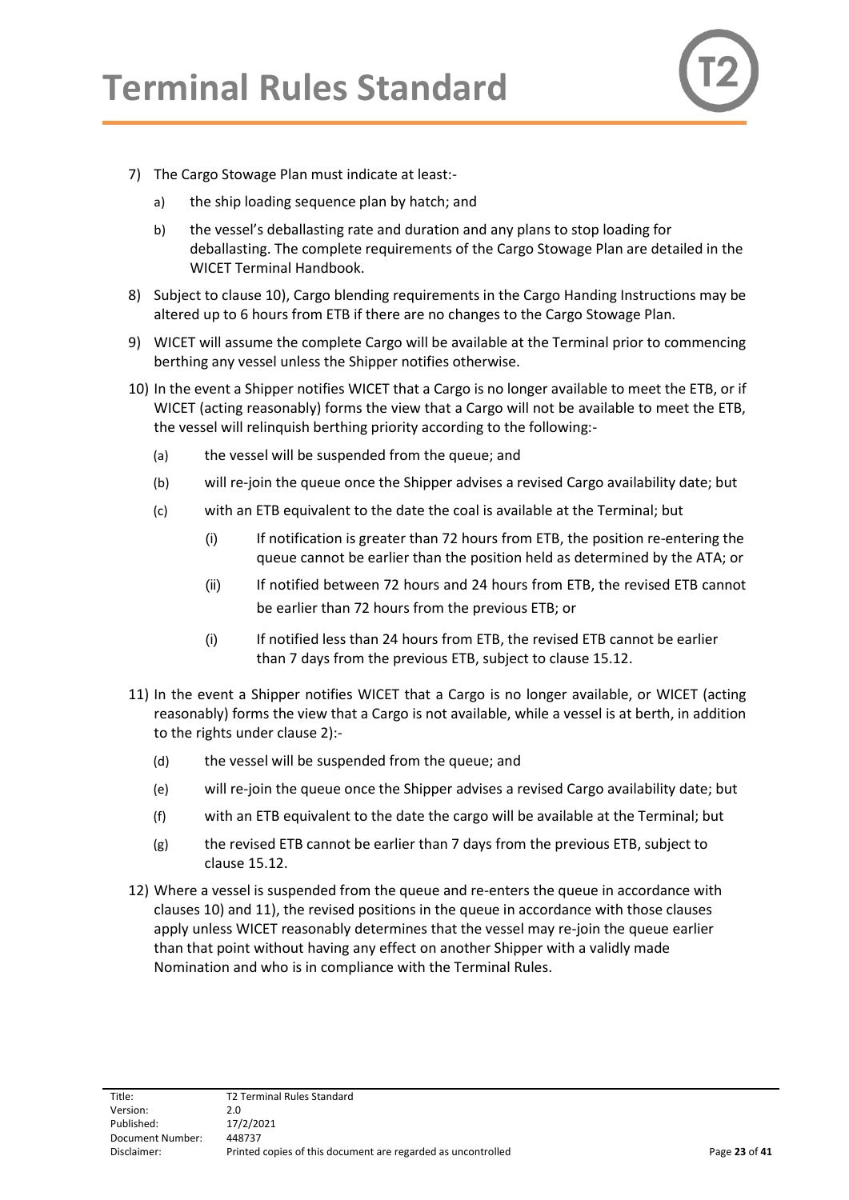7) The Cargo Stowage Plan must indicate at least:-
   a) the ship loading sequence plan by hatch; and
   b) the vessel's deballasting rate and duration and any plans to stop loading for deballasting. The complete requirements of the Cargo Stowage Plan are detailed in the WICET Terminal Handbook.
8) Subject to clause 10), Cargo blending requirements in the Cargo Handing Instructions may be altered up to 6 hours from ETB if there are no changes to the Cargo Stowage Plan.
9) WICET will assume the complete Cargo will be available at the Terminal prior to commencing berthing any vessel unless the Shipper notifies otherwise.
10) In the event a Shipper notifies WICET that a Cargo is no longer available to meet the ETB, or if WICET (acting reasonably) forms the view that a Cargo will not be available to meet the ETB, the vessel will relinquish berthing priority according to the following:-
    (a) the vessel will be suspended from the queue; and
    (b) will re-join the queue once the Shipper advises a revised Cargo availability date; but
    (c) with an ETB equivalent to the date the coal is available at the Terminal; but
        (i) If notification is greater than 72 hours from ETB, the position re-entering the queue cannot be earlier than the position held as determined by the ATA; or
        (ii) If notified between 72 hours and 24 hours from ETB, the revised ETB cannot be earlier than 72 hours from the previous ETB; or
        (i) If notified less than 24 hours from ETB, the revised ETB cannot be earlier than 7 days from the previous ETB, subject to clause 15.12.
11) In the event a Shipper notifies WICET that a Cargo is no longer available, or WICET (acting reasonably) forms the view that a Cargo is not available, while a vessel is at berth, in addition to the rights under clause 2):-
    (d) the vessel will be suspended from the queue; and
    (e) will re-join the queue once the Shipper advises a revised Cargo availability date; but
    (f) with an ETB equivalent to the date the cargo will be available at the Terminal; but
    (g) the revised ETB cannot be earlier than 7 days from the previous ETB, subject to clause 15.12.
12) Where a vessel is suspended from the queue and re-enters the queue in accordance with clauses 10) and 11), the revised positions in the queue in accordance with those clauses apply unless WICET reasonably determines that the vessel may re-join the queue earlier than that point without having any effect on another Shipper with a validly made Nomination and who is in compliance with the Terminal Rules.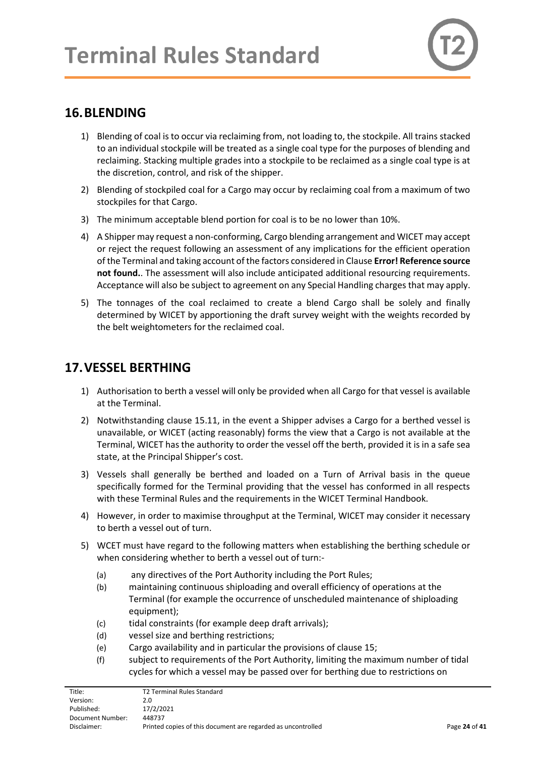## 16. BLENDING

1) Blending of coal is to occur via reclaiming from, not loading to, the stockpile. All trains stacked to an individual stockpile will be treated as a single coal type for the purposes of blending and reclaiming. Stacking multiple grades into a stockpile to be reclaimed as a single coal type is at the discretion, control, and risk of the shipper.
2) Blending of stockpiled coal for a Cargo may occur by reclaiming coal from a maximum of two stockpiles for that Cargo.
3) The minimum acceptable blend portion for coal is to be no lower than 10%.
4) A Shipper may request a non-conforming, Cargo blending arrangement and WICET may accept or reject the request following an assessment of any implications for the efficient operation of the Terminal and taking account of the factors considered in Clause **Error! Reference source not found.**. The assessment will also include anticipated additional resourcing requirements. Acceptance will also be subject to agreement on any Special Handling charges that may apply.
5) The tonnages of the coal reclaimed to create a blend Cargo shall be solely and finally determined by WICET by apportioning the draft survey weight with the weights recorded by the belt weightometers for the reclaimed coal.

## 17. VESSEL BERTHING

1) Authorisation to berth a vessel will only be provided when all Cargo for that vessel is available at the Terminal.
2) Notwithstanding clause 15.11, in the event a Shipper advises a Cargo for a berthed vessel is unavailable, or WICET (acting reasonably) forms the view that a Cargo is not available at the Terminal, WICET has the authority to order the vessel off the berth, provided it is in a safe sea state, at the Principal Shipper's cost.
3) Vessels shall generally be berthed and loaded on a Turn of Arrival basis in the queue specifically formed for the Terminal providing that the vessel has conformed in all respects with these Terminal Rules and the requirements in the WICET Terminal Handbook.
4) However, in order to maximise throughput at the Terminal, WICET may consider it necessary to berth a vessel out of turn.
5) WCET must have regard to the following matters when establishing the berthing schedule or when considering whether to berth a vessel out of turn:-
   (a) any directives of the Port Authority including the Port Rules;
   (b) maintaining continuous shiploading and overall efficiency of operations at the Terminal (for example the occurrence of unscheduled maintenance of shiploading equipment);
   (c) tidal constraints (for example deep draft arrivals);
   (d) vessel size and berthing restrictions;
   (e) Cargo availability and in particular the provisions of clause 15;
   (f) subject to requirements of the Port Authority, limiting the maximum number of tidal cycles for which a vessel may be passed over for berthing due to restrictions on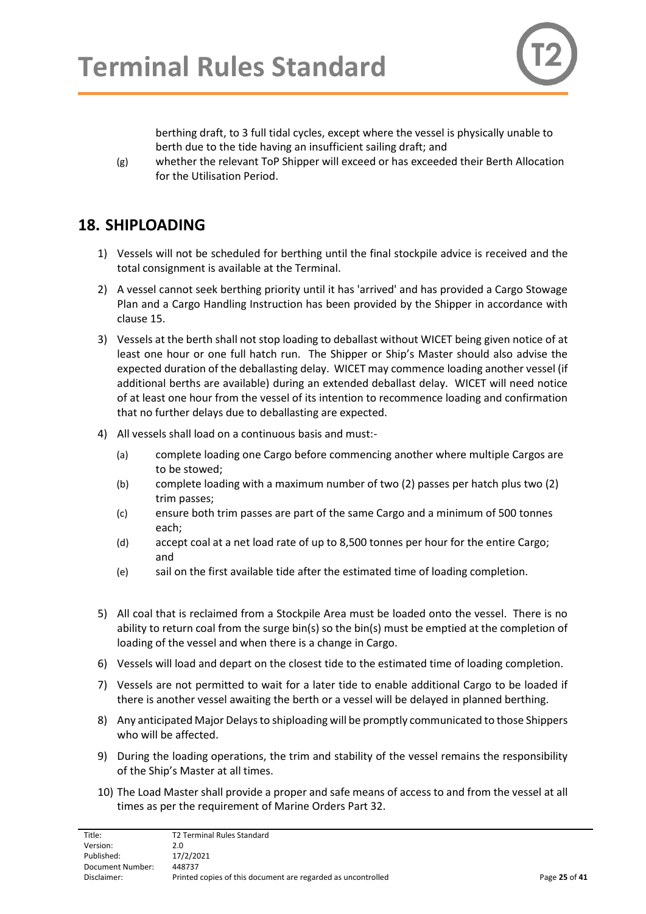berthing draft, to 3 full tidal cycles, except where the vessel is physically unable to berth due to the tide having an insufficient sailing draft; and

(g) whether the relevant ToP Shipper will exceed or has exceeded their Berth Allocation for the Utilisation Period.

## 18. SHIPLOADING

1) Vessels will not be scheduled for berthing until the final stockpile advice is received and the total consignment is available at the Terminal.

2) A vessel cannot seek berthing priority until it has 'arrived' and has provided a Cargo Stowage Plan and a Cargo Handling Instruction has been provided by the Shipper in accordance with clause 15.

3) Vessels at the berth shall not stop loading to deballast without WICET being given notice of at least one hour or one full hatch run. The Shipper or Ship's Master should also advise the expected duration of the deballasting delay. WICET may commence loading another vessel (if additional berths are available) during an extended deballast delay. WICET will need notice of at least one hour from the vessel of its intention to recommence loading and confirmation that no further delays due to deballasting are expected.

4) All vessels shall load on a continuous basis and must:-

   (a) complete loading one Cargo before commencing another where multiple Cargos are to be stowed;

   (b) complete loading with a maximum number of two (2) passes per hatch plus two (2) trim passes;

   (c) ensure both trim passes are part of the same Cargo and a minimum of 500 tonnes each;

   (d) accept coal at a net load rate of up to 8,500 tonnes per hour for the entire Cargo; and

   (e) sail on the first available tide after the estimated time of loading completion.

5) All coal that is reclaimed from a Stockpile Area must be loaded onto the vessel. There is no ability to return coal from the surge bin(s) so the bin(s) must be emptied at the completion of loading of the vessel and when there is a change in Cargo.

6) Vessels will load and depart on the closest tide to the estimated time of loading completion.

7) Vessels are not permitted to wait for a later tide to enable additional Cargo to be loaded if there is another vessel awaiting the berth or a vessel will be delayed in planned berthing.

8) Any anticipated Major Delays to shiploading will be promptly communicated to those Shippers who will be affected.

9) During the loading operations, the trim and stability of the vessel remains the responsibility of the Ship's Master at all times.

10) The Load Master shall provide a proper and safe means of access to and from the vessel at all times as per the requirement of Marine Orders Part 32.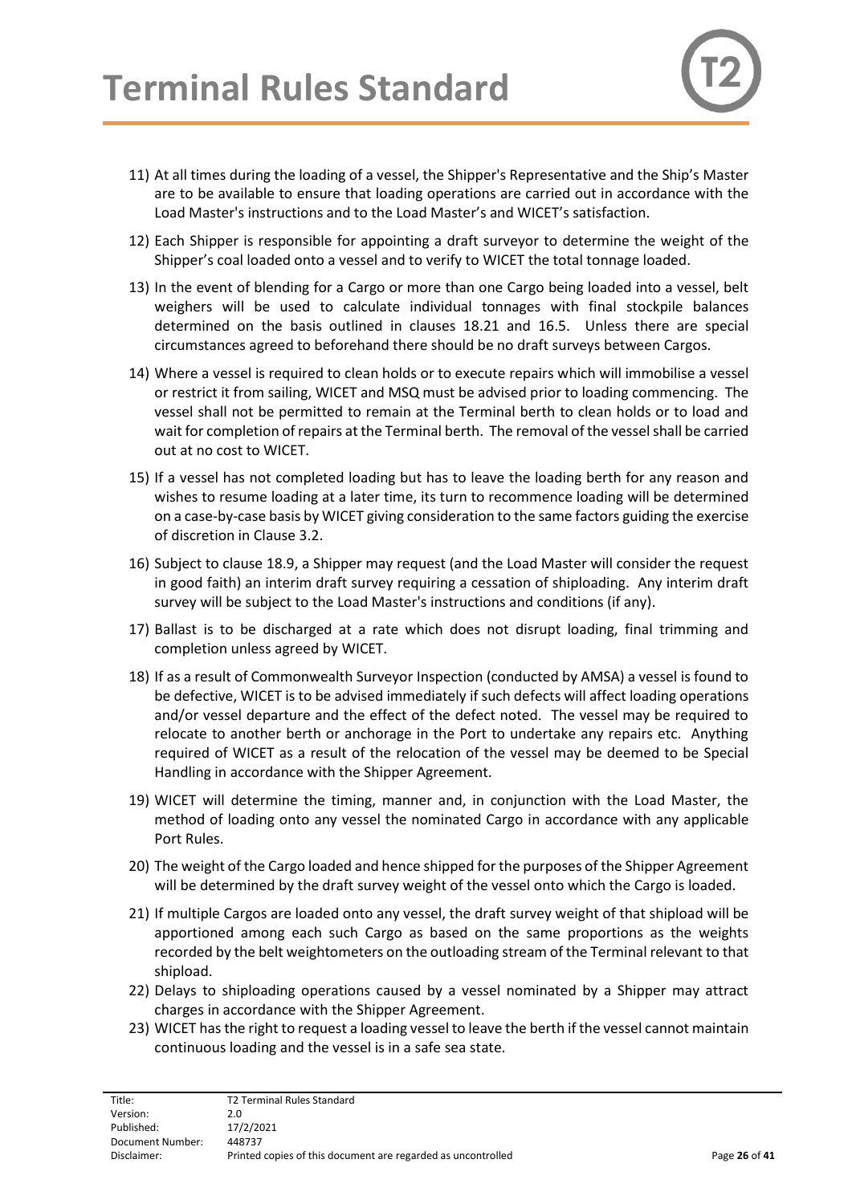11) At all times during the loading of a vessel, the Shipper's Representative and the Ship's Master are to be available to ensure that loading operations are carried out in accordance with the Load Master's instructions and to the Load Master's and WICET's satisfaction.

12) Each Shipper is responsible for appointing a draft surveyor to determine the weight of the Shipper's coal loaded onto a vessel and to verify to WICET the total tonnage loaded.

13) In the event of blending for a Cargo or more than one Cargo being loaded into a vessel, belt weighers will be used to calculate individual tonnages with final stockpile balances determined on the basis outlined in clauses 18.21 and 16.5. Unless there are special circumstances agreed to beforehand there should be no draft surveys between Cargos.

14) Where a vessel is required to clean holds or to execute repairs which will immobilise a vessel or restrict it from sailing, WICET and MSQ must be advised prior to loading commencing. The vessel shall not be permitted to remain at the Terminal berth to clean holds or to load and wait for completion of repairs at the Terminal berth. The removal of the vessel shall be carried out at no cost to WICET.

15) If a vessel has not completed loading but has to leave the loading berth for any reason and wishes to resume loading at a later time, its turn to recommence loading will be determined on a case-by-case basis by WICET giving consideration to the same factors guiding the exercise of discretion in Clause 3.2.

16) Subject to clause 18.9, a Shipper may request (and the Load Master will consider the request in good faith) an interim draft survey requiring a cessation of shiploading. Any interim draft survey will be subject to the Load Master's instructions and conditions (if any).

17) Ballast is to be discharged at a rate which does not disrupt loading, final trimming and completion unless agreed by WICET.

18) If as a result of Commonwealth Surveyor Inspection (conducted by AMSA) a vessel is found to be defective, WICET is to be advised immediately if such defects will affect loading operations and/or vessel departure and the effect of the defect noted. The vessel may be required to relocate to another berth or anchorage in the Port to undertake any repairs etc. Anything required of WICET as a result of the relocation of the vessel may be deemed to be Special Handling in accordance with the Shipper Agreement.

19) WICET will determine the timing, manner and, in conjunction with the Load Master, the method of loading onto any vessel the nominated Cargo in accordance with any applicable Port Rules.

20) The weight of the Cargo loaded and hence shipped for the purposes of the Shipper Agreement will be determined by the draft survey weight of the vessel onto which the Cargo is loaded.

21) If multiple Cargos are loaded onto any vessel, the draft survey weight of that shipload will be apportioned among each such Cargo as based on the same proportions as the weights recorded by the belt weightometers on the outloading stream of the Terminal relevant to that shipload.

22) Delays to shiploading operations caused by a vessel nominated by a Shipper may attract charges in accordance with the Shipper Agreement.

23) WICET has the right to request a loading vessel to leave the berth if the vessel cannot maintain continuous loading and the vessel is in a safe sea state.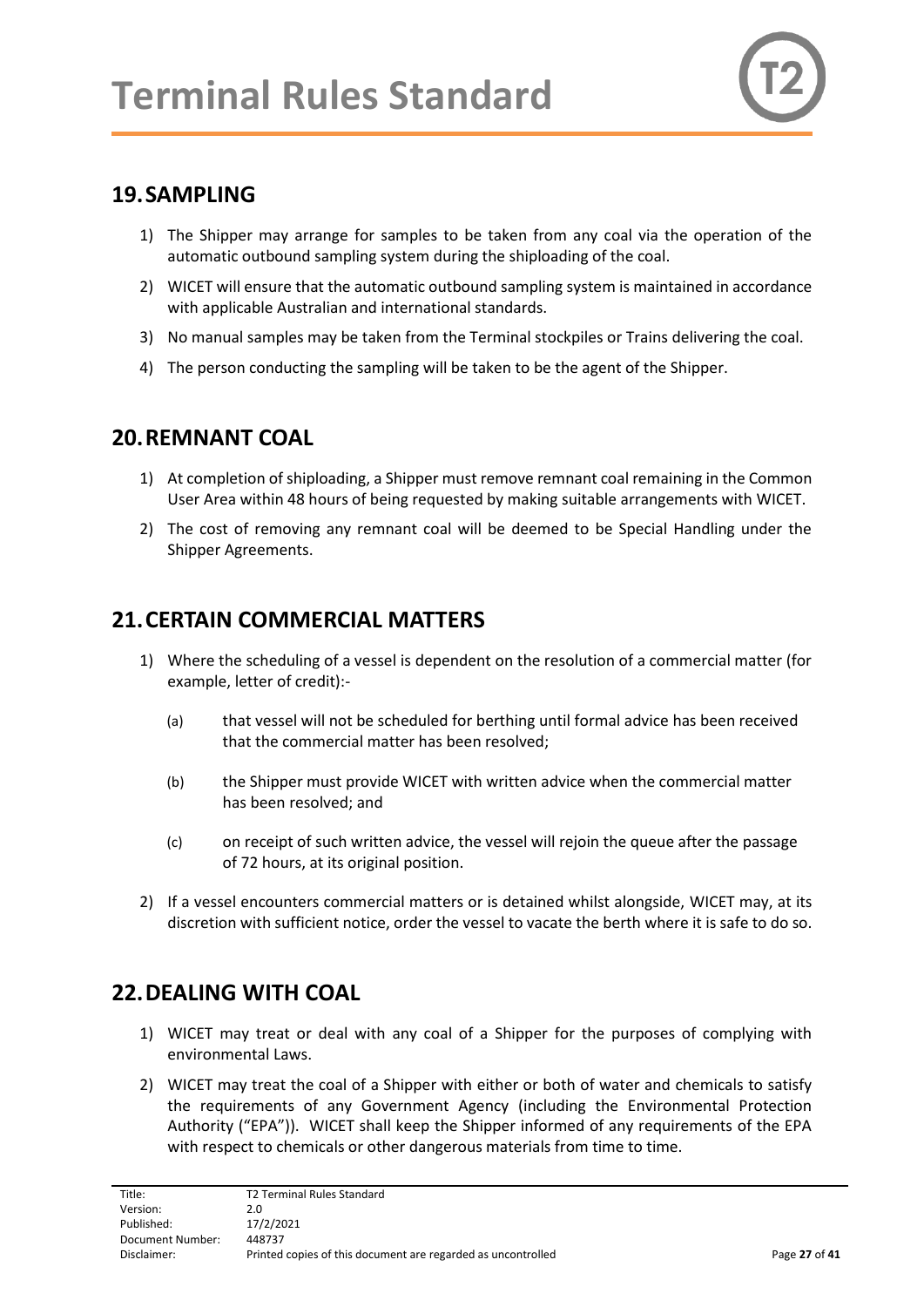## 19. SAMPLING

1) The Shipper may arrange for samples to be taken from any coal via the operation of the automatic outbound sampling system during the shiploading of the coal.
2) WICET will ensure that the automatic outbound sampling system is maintained in accordance with applicable Australian and international standards.
3) No manual samples may be taken from the Terminal stockpiles or Trains delivering the coal.
4) The person conducting the sampling will be taken to be the agent of the Shipper.

## 20. REMNANT COAL

1) At completion of shiploading, a Shipper must remove remnant coal remaining in the Common User Area within 48 hours of being requested by making suitable arrangements with WICET.
2) The cost of removing any remnant coal will be deemed to be Special Handling under the Shipper Agreements.

## 21. CERTAIN COMMERCIAL MATTERS

1) Where the scheduling of a vessel is dependent on the resolution of a commercial matter (for example, letter of credit):-
   (a) that vessel will not be scheduled for berthing until formal advice has been received that the commercial matter has been resolved;
   (b) the Shipper must provide WICET with written advice when the commercial matter has been resolved; and
   (c) on receipt of such written advice, the vessel will rejoin the queue after the passage of 72 hours, at its original position.
2) If a vessel encounters commercial matters or is detained whilst alongside, WICET may, at its discretion with sufficient notice, order the vessel to vacate the berth where it is safe to do so.

## 22. DEALING WITH COAL

1) WICET may treat or deal with any coal of a Shipper for the purposes of complying with environmental Laws.
2) WICET may treat the coal of a Shipper with either or both of water and chemicals to satisfy the requirements of any Government Agency (including the Environmental Protection Authority ("EPA")). WICET shall keep the Shipper informed of any requirements of the EPA with respect to chemicals or other dangerous materials from time to time.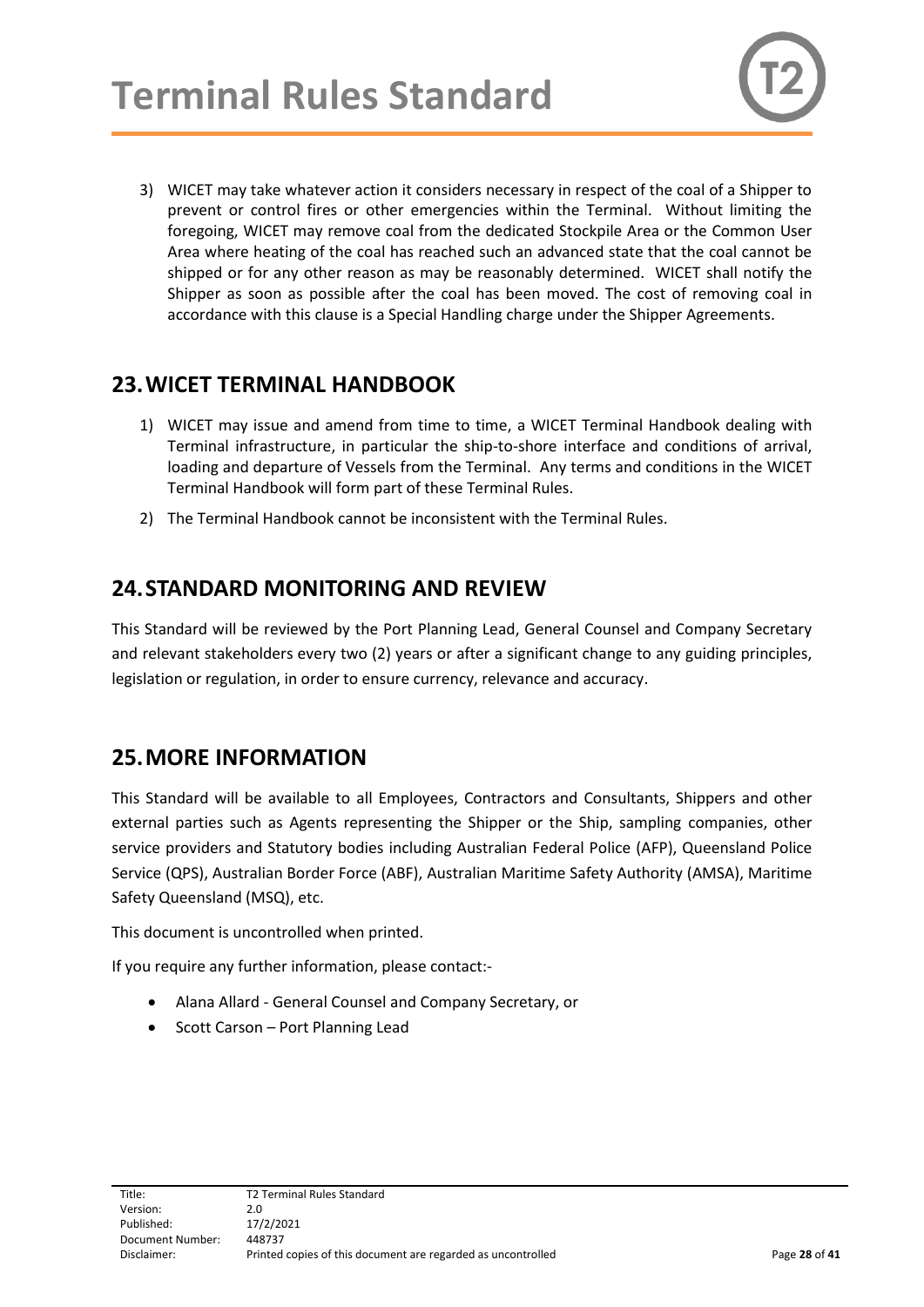3) WICET may take whatever action it considers necessary in respect of the coal of a Shipper to prevent or control fires or other emergencies within the Terminal. Without limiting the foregoing, WICET may remove coal from the dedicated Stockpile Area or the Common User Area where heating of the coal has reached such an advanced state that the coal cannot be shipped or for any other reason as may be reasonably determined. WICET shall notify the Shipper as soon as possible after the coal has been moved. The cost of removing coal in accordance with this clause is a Special Handling charge under the Shipper Agreements.

## 23. WICET TERMINAL HANDBOOK

1) WICET may issue and amend from time to time, a WICET Terminal Handbook dealing with Terminal infrastructure, in particular the ship-to-shore interface and conditions of arrival, loading and departure of Vessels from the Terminal. Any terms and conditions in the WICET Terminal Handbook will form part of these Terminal Rules.
2) The Terminal Handbook cannot be inconsistent with the Terminal Rules.

## 24. STANDARD MONITORING AND REVIEW

This Standard will be reviewed by the Port Planning Lead, General Counsel and Company Secretary and relevant stakeholders every two (2) years or after a significant change to any guiding principles, legislation or regulation, in order to ensure currency, relevance and accuracy.

## 25. MORE INFORMATION

This Standard will be available to all Employees, Contractors and Consultants, Shippers and other external parties such as Agents representing the Shipper or the Ship, sampling companies, other service providers and Statutory bodies including Australian Federal Police (AFP), Queensland Police Service (QPS), Australian Border Force (ABF), Australian Maritime Safety Authority (AMSA), Maritime Safety Queensland (MSQ), etc.

This document is uncontrolled when printed.

If you require any further information, please contact:-

- Alana Allard - General Counsel and Company Secretary, or
- Scott Carson – Port Planning Lead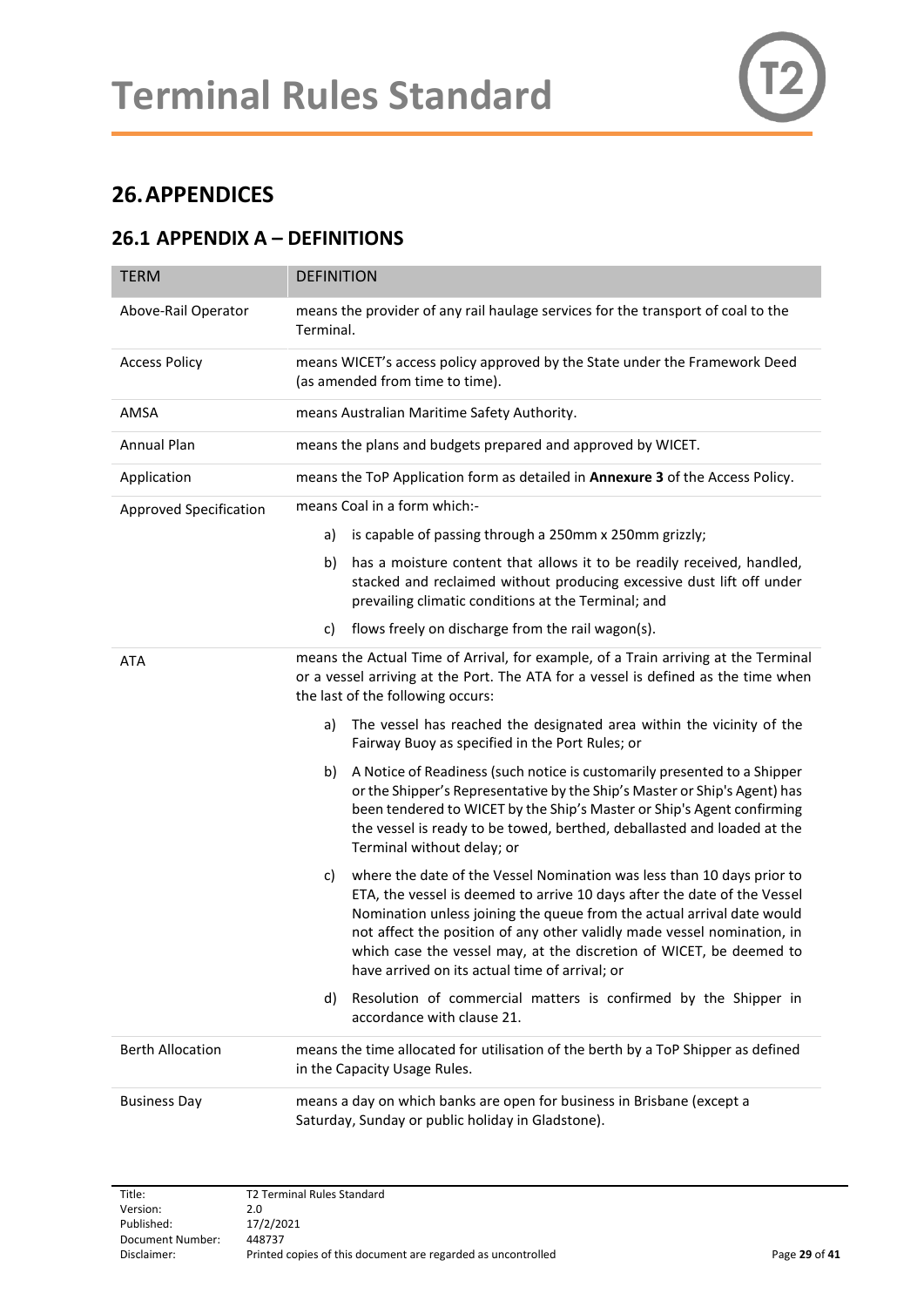## 26. APPENDICES

### 26.1 APPENDIX A – DEFINITIONS

| TERM | DEFINITION |
|---|---|
| Above-Rail Operator | means the provider of any rail haulage services for the transport of coal to the Terminal. |
| Access Policy | means WICET's access policy approved by the State under the Framework Deed (as amended from time to time). |
| AMSA | means Australian Maritime Safety Authority. |
| Annual Plan | means the plans and budgets prepared and approved by WICET. |
| Application | means the ToP Application form as detailed in **Annexure 3** of the Access Policy. |
| Approved Specification | means Coal in a form which:- <br> a) is capable of passing through a 250mm x 250mm grizzly; <br> b) has a moisture content that allows it to be readily received, handled, stacked and reclaimed without producing excessive dust lift off under prevailing climatic conditions at the Terminal; and <br> c) flows freely on discharge from the rail wagon(s). |
| ATA | means the Actual Time of Arrival, for example, of a Train arriving at the Terminal or a vessel arriving at the Port. The ATA for a vessel is defined as the time when the last of the following occurs: <br> a) The vessel has reached the designated area within the vicinity of the Fairway Buoy as specified in the Port Rules; or <br> b) A Notice of Readiness (such notice is customarily presented to a Shipper or the Shipper's Representative by the Ship's Master or Ship's Agent) has been tendered to WICET by the Ship's Master or Ship's Agent confirming the vessel is ready to be towed, berthed, deballasted and loaded at the Terminal without delay; or <br> c) where the date of the Vessel Nomination was less than 10 days prior to ETA, the vessel is deemed to arrive 10 days after the date of the Vessel Nomination unless joining the queue from the actual arrival date would not affect the position of any other validly made vessel nomination, in which case the vessel may, at the discretion of WICET, be deemed to have arrived on its actual time of arrival; or <br> d) Resolution of commercial matters is confirmed by the Shipper in accordance with clause 21. |
| Berth Allocation | means the time allocated for utilisation of the berth by a ToP Shipper as defined in the Capacity Usage Rules. |
| Business Day | means a day on which banks are open for business in Brisbane (except a Saturday, Sunday or public holiday in Gladstone). |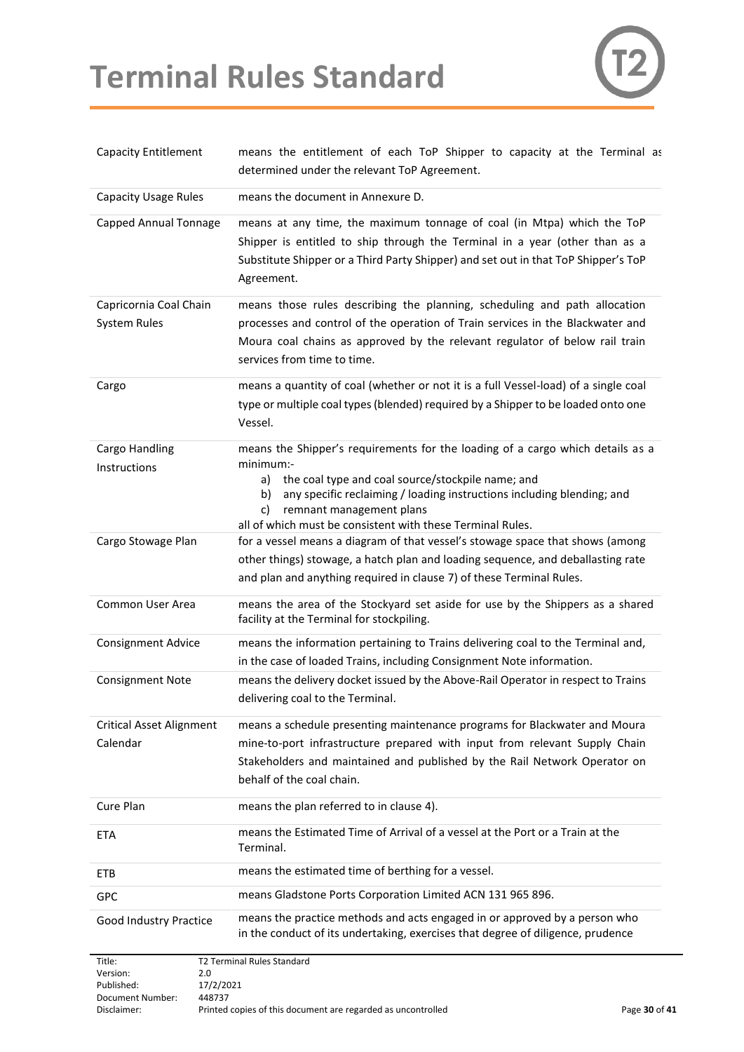| | |
|---|---|
| Capacity Entitlement | means the entitlement of each ToP Shipper to capacity at the Terminal as determined under the relevant ToP Agreement. |
| Capacity Usage Rules | means the document in Annexure D. |
| Capped Annual Tonnage | means at any time, the maximum tonnage of coal (in Mtpa) which the ToP Shipper is entitled to ship through the Terminal in a year (other than as a Substitute Shipper or a Third Party Shipper) and set out in that ToP Shipper's ToP Agreement. |
| Capricornia Coal Chain System Rules | means those rules describing the planning, scheduling and path allocation processes and control of the operation of Train services in the Blackwater and Moura coal chains as approved by the relevant regulator of below rail train services from time to time. |
| Cargo | means a quantity of coal (whether or not it is a full Vessel-load) of a single coal type or multiple coal types (blended) required by a Shipper to be loaded onto one Vessel. |
| Cargo Handling Instructions | means the Shipper's requirements for the loading of a cargo which details as a minimum:- <br> a) the coal type and coal source/stockpile name; and <br> b) any specific reclaiming / loading instructions including blending; and <br> c) remnant management plans <br> all of which must be consistent with these Terminal Rules. |
| Cargo Stowage Plan | for a vessel means a diagram of that vessel's stowage space that shows (among other things) stowage, a hatch plan and loading sequence, and deballasting rate and plan and anything required in clause 7) of these Terminal Rules. |
| Common User Area | means the area of the Stockyard set aside for use by the Shippers as a shared facility at the Terminal for stockpiling. |
| Consignment Advice | means the information pertaining to Trains delivering coal to the Terminal and, in the case of loaded Trains, including Consignment Note information. |
| Consignment Note | means the delivery docket issued by the Above-Rail Operator in respect to Trains delivering coal to the Terminal. |
| Critical Asset Alignment Calendar | means a schedule presenting maintenance programs for Blackwater and Moura mine-to-port infrastructure prepared with input from relevant Supply Chain Stakeholders and maintained and published by the Rail Network Operator on behalf of the coal chain. |
| Cure Plan | means the plan referred to in clause 4). |
| ETA | means the Estimated Time of Arrival of a vessel at the Port or a Train at the Terminal. |
| ETB | means the estimated time of berthing for a vessel. |
| GPC | means Gladstone Ports Corporation Limited ACN 131 965 896. |
| Good Industry Practice | means the practice methods and acts engaged in or approved by a person who in the conduct of its undertaking, exercises that degree of diligence, prudence |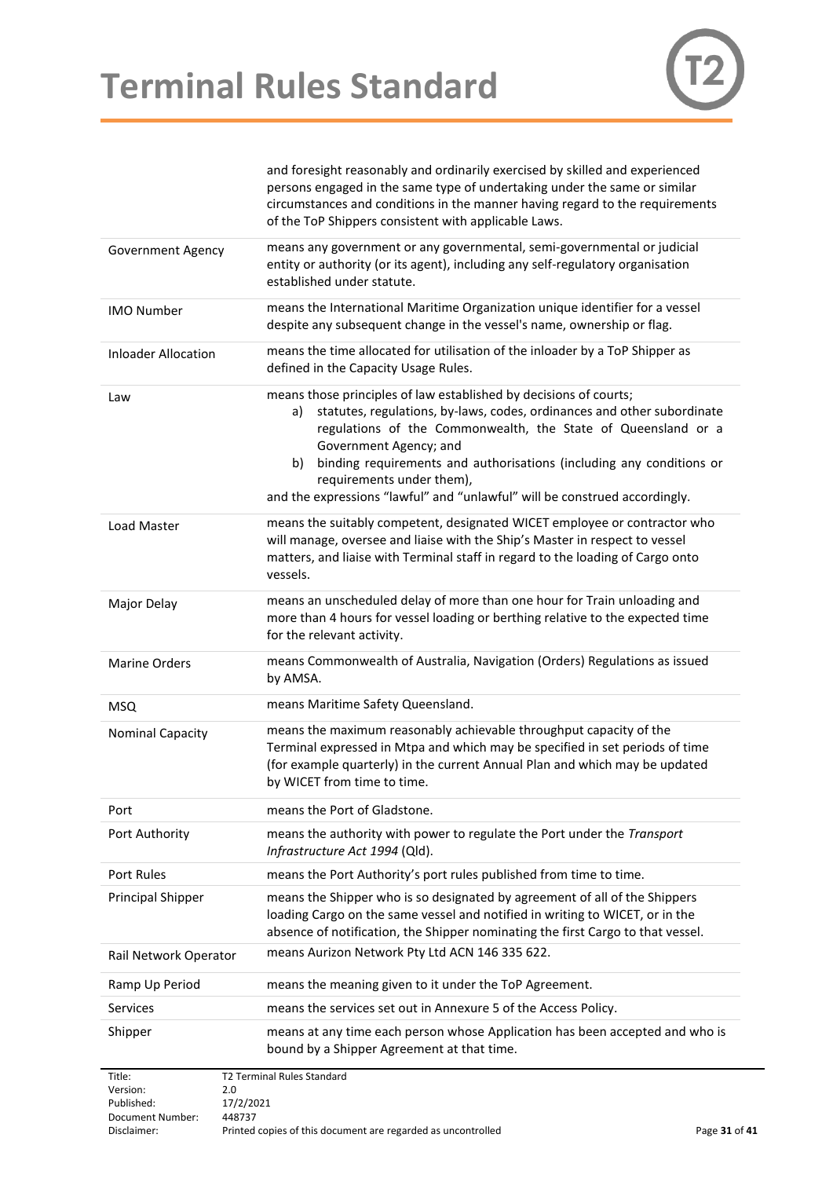| | |
|---|---|
| | and foresight reasonably and ordinarily exercised by skilled and experienced persons engaged in the same type of undertaking under the same or similar circumstances and conditions in the manner having regard to the requirements of the ToP Shippers consistent with applicable Laws. |
| Government Agency | means any government or any governmental, semi-governmental or judicial entity or authority (or its agent), including any self-regulatory organisation established under statute. |
| IMO Number | means the International Maritime Organization unique identifier for a vessel despite any subsequent change in the vessel's name, ownership or flag. |
| Inloader Allocation | means the time allocated for utilisation of the inloader by a ToP Shipper as defined in the Capacity Usage Rules. |
| Law | means those principles of law established by decisions of courts; a) statutes, regulations, by-laws, codes, ordinances and other subordinate regulations of the Commonwealth, the State of Queensland or a Government Agency; and b) binding requirements and authorisations (including any conditions or requirements under them), and the expressions "lawful" and "unlawful" will be construed accordingly. |
| Load Master | means the suitably competent, designated WICET employee or contractor who will manage, oversee and liaise with the Ship's Master in respect to vessel matters, and liaise with Terminal staff in regard to the loading of Cargo onto vessels. |
| Major Delay | means an unscheduled delay of more than one hour for Train unloading and more than 4 hours for vessel loading or berthing relative to the expected time for the relevant activity. |
| Marine Orders | means Commonwealth of Australia, Navigation (Orders) Regulations as issued by AMSA. |
| MSQ | means Maritime Safety Queensland. |
| Nominal Capacity | means the maximum reasonably achievable throughput capacity of the Terminal expressed in Mtpa and which may be specified in set periods of time (for example quarterly) in the current Annual Plan and which may be updated by WICET from time to time. |
| Port | means the Port of Gladstone. |
| Port Authority | means the authority with power to regulate the Port under the *Transport Infrastructure Act 1994* (Qld). |
| Port Rules | means the Port Authority's port rules published from time to time. |
| Principal Shipper | means the Shipper who is so designated by agreement of all of the Shippers loading Cargo on the same vessel and notified in writing to WICET, or in the absence of notification, the Shipper nominating the first Cargo to that vessel. |
| Rail Network Operator | means Aurizon Network Pty Ltd ACN 146 335 622. |
| Ramp Up Period | means the meaning given to it under the ToP Agreement. |
| Services | means the services set out in Annexure 5 of the Access Policy. |
| Shipper | means at any time each person whose Application has been accepted and who is bound by a Shipper Agreement at that time. |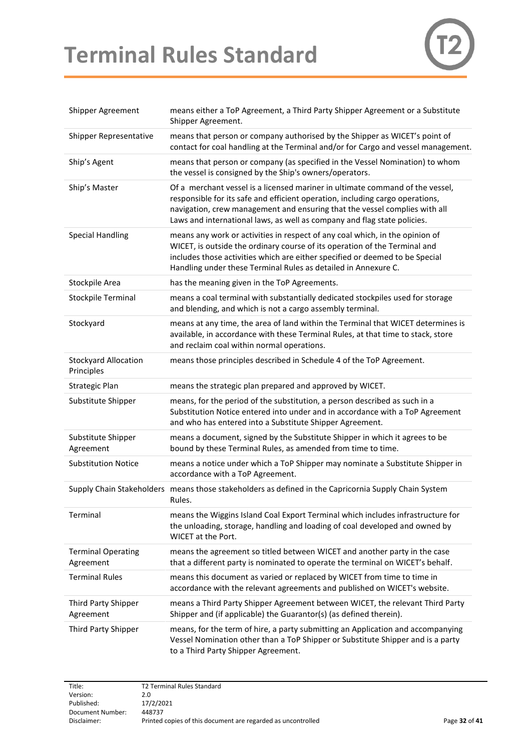| | |
|---|---|
| Shipper Agreement | means either a ToP Agreement, a Third Party Shipper Agreement or a Substitute Shipper Agreement. |
| Shipper Representative | means that person or company authorised by the Shipper as WICET's point of contact for coal handling at the Terminal and/or for Cargo and vessel management. |
| Ship's Agent | means that person or company (as specified in the Vessel Nomination) to whom the vessel is consigned by the Ship's owners/operators. |
| Ship's Master | Of a merchant vessel is a licensed mariner in ultimate command of the vessel, responsible for its safe and efficient operation, including cargo operations, navigation, crew management and ensuring that the vessel complies with all Laws and international laws, as well as company and flag state policies. |
| Special Handling | means any work or activities in respect of any coal which, in the opinion of WICET, is outside the ordinary course of its operation of the Terminal and includes those activities which are either specified or deemed to be Special Handling under these Terminal Rules as detailed in Annexure C. |
| Stockpile Area | has the meaning given in the ToP Agreements. |
| Stockpile Terminal | means a coal terminal with substantially dedicated stockpiles used for storage and blending, and which is not a cargo assembly terminal. |
| Stockyard | means at any time, the area of land within the Terminal that WICET determines is available, in accordance with these Terminal Rules, at that time to stack, store and reclaim coal within normal operations. |
| Stockyard Allocation Principles | means those principles described in Schedule 4 of the ToP Agreement. |
| Strategic Plan | means the strategic plan prepared and approved by WICET. |
| Substitute Shipper | means, for the period of the substitution, a person described as such in a Substitution Notice entered into under and in accordance with a ToP Agreement and who has entered into a Substitute Shipper Agreement. |
| Substitute Shipper Agreement | means a document, signed by the Substitute Shipper in which it agrees to be bound by these Terminal Rules, as amended from time to time. |
| Substitution Notice | means a notice under which a ToP Shipper may nominate a Substitute Shipper in accordance with a ToP Agreement. |
| Supply Chain Stakeholders | means those stakeholders as defined in the Capricornia Supply Chain System Rules. |
| Terminal | means the Wiggins Island Coal Export Terminal which includes infrastructure for the unloading, storage, handling and loading of coal developed and owned by WICET at the Port. |
| Terminal Operating Agreement | means the agreement so titled between WICET and another party in the case that a different party is nominated to operate the terminal on WICET's behalf. |
| Terminal Rules | means this document as varied or replaced by WICET from time to time in accordance with the relevant agreements and published on WICET's website. |
| Third Party Shipper Agreement | means a Third Party Shipper Agreement between WICET, the relevant Third Party Shipper and (if applicable) the Guarantor(s) (as defined therein). |
| Third Party Shipper | means, for the term of hire, a party submitting an Application and accompanying Vessel Nomination other than a ToP Shipper or Substitute Shipper and is a party to a Third Party Shipper Agreement. |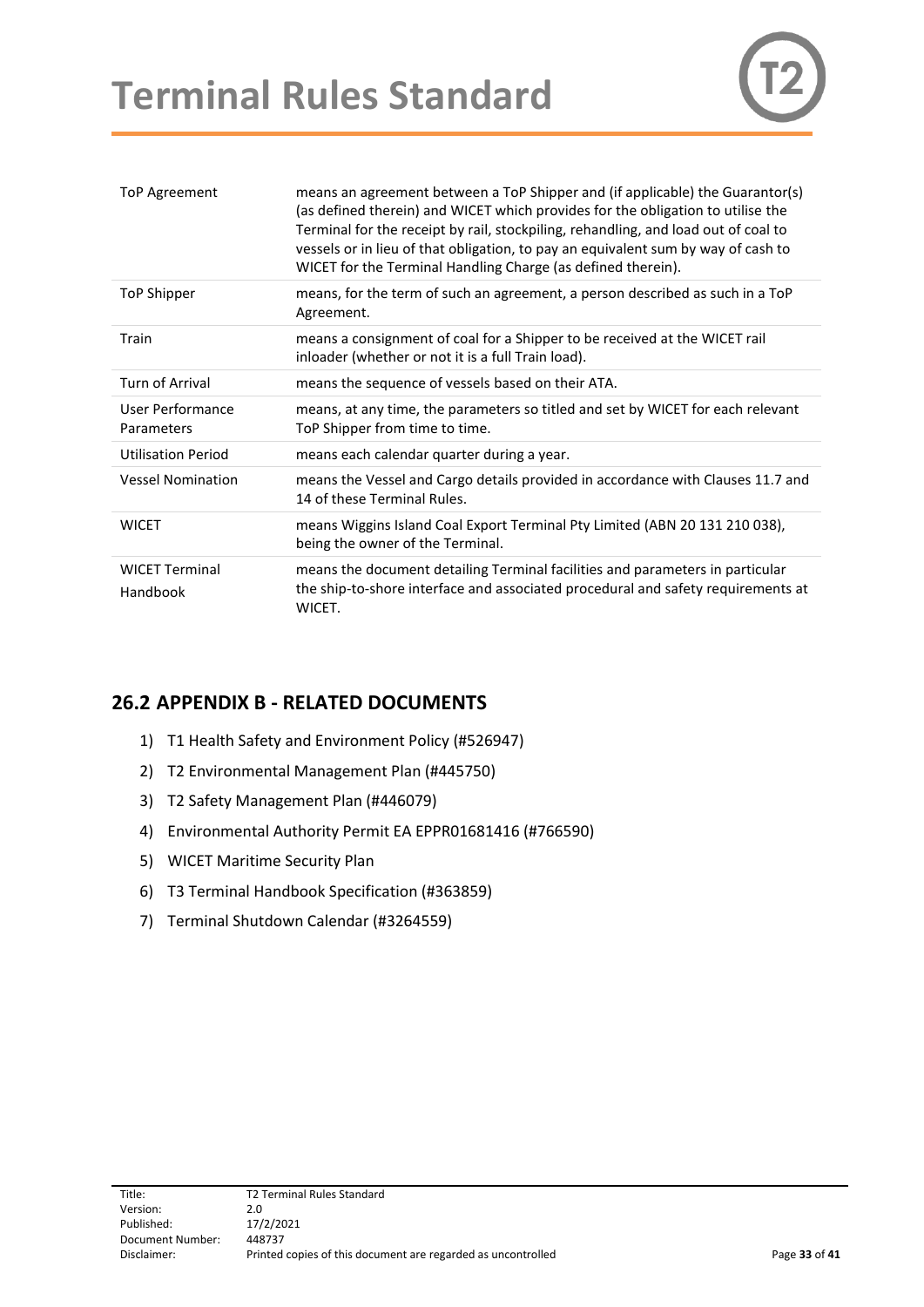| | |
|---|---|
| ToP Agreement | means an agreement between a ToP Shipper and (if applicable) the Guarantor(s) (as defined therein) and WICET which provides for the obligation to utilise the Terminal for the receipt by rail, stockpiling, rehandling, and load out of coal to vessels or in lieu of that obligation, to pay an equivalent sum by way of cash to WICET for the Terminal Handling Charge (as defined therein). |
| ToP Shipper | means, for the term of such an agreement, a person described as such in a ToP Agreement. |
| Train | means a consignment of coal for a Shipper to be received at the WICET rail inloader (whether or not it is a full Train load). |
| Turn of Arrival | means the sequence of vessels based on their ATA. |
| User Performance Parameters | means, at any time, the parameters so titled and set by WICET for each relevant ToP Shipper from time to time. |
| Utilisation Period | means each calendar quarter during a year. |
| Vessel Nomination | means the Vessel and Cargo details provided in accordance with Clauses 11.7 and 14 of these Terminal Rules. |
| WICET | means Wiggins Island Coal Export Terminal Pty Limited (ABN 20 131 210 038), being the owner of the Terminal. |
| WICET Terminal Handbook | means the document detailing Terminal facilities and parameters in particular the ship-to-shore interface and associated procedural and safety requirements at WICET. |

## 26.2 APPENDIX B - RELATED DOCUMENTS

1) T1 Health Safety and Environment Policy (#526947)
2) T2 Environmental Management Plan (#445750)
3) T2 Safety Management Plan (#446079)
4) Environmental Authority Permit EA EPPR01681416 (#766590)
5) WICET Maritime Security Plan
6) T3 Terminal Handbook Specification (#363859)
7) Terminal Shutdown Calendar (#3264559)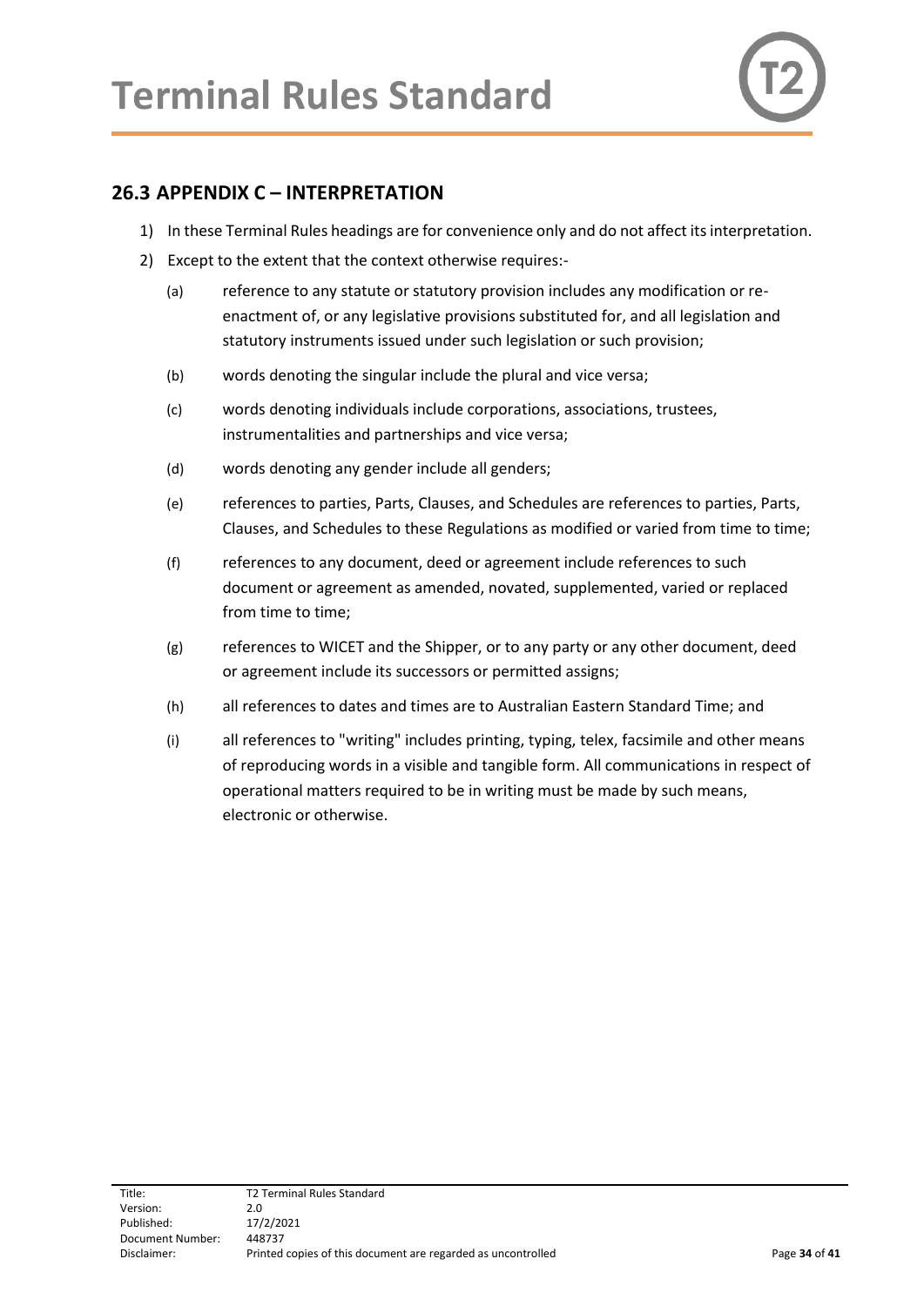## 26.3 APPENDIX C – INTERPRETATION

1) In these Terminal Rules headings are for convenience only and do not affect its interpretation.
2) Except to the extent that the context otherwise requires:-
   (a) reference to any statute or statutory provision includes any modification or re-enactment of, or any legislative provisions substituted for, and all legislation and statutory instruments issued under such legislation or such provision;
   (b) words denoting the singular include the plural and vice versa;
   (c) words denoting individuals include corporations, associations, trustees, instrumentalities and partnerships and vice versa;
   (d) words denoting any gender include all genders;
   (e) references to parties, Parts, Clauses, and Schedules are references to parties, Parts, Clauses, and Schedules to these Regulations as modified or varied from time to time;
   (f) references to any document, deed or agreement include references to such document or agreement as amended, novated, supplemented, varied or replaced from time to time;
   (g) references to WICET and the Shipper, or to any party or any other document, deed or agreement include its successors or permitted assigns;
   (h) all references to dates and times are to Australian Eastern Standard Time; and
   (i) all references to "writing" includes printing, typing, telex, facsimile and other means of reproducing words in a visible and tangible form. All communications in respect of operational matters required to be in writing must be made by such means, electronic or otherwise.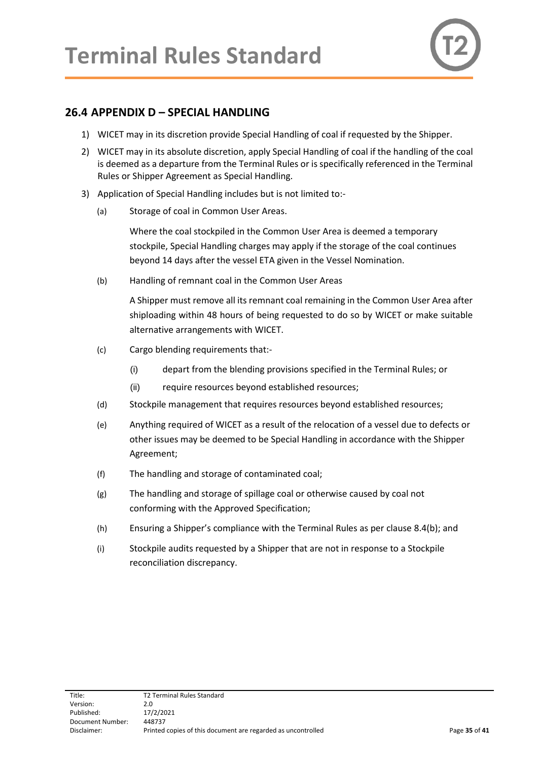## 26.4 APPENDIX D – SPECIAL HANDLING

1) WICET may in its discretion provide Special Handling of coal if requested by the Shipper.

2) WICET may in its absolute discretion, apply Special Handling of coal if the handling of the coal is deemed as a departure from the Terminal Rules or is specifically referenced in the Terminal Rules or Shipper Agreement as Special Handling.

3) Application of Special Handling includes but is not limited to:-

   (a) Storage of coal in Common User Areas.

   Where the coal stockpiled in the Common User Area is deemed a temporary stockpile, Special Handling charges may apply if the storage of the coal continues beyond 14 days after the vessel ETA given in the Vessel Nomination.

   (b) Handling of remnant coal in the Common User Areas

   A Shipper must remove all its remnant coal remaining in the Common User Area after shiploading within 48 hours of being requested to do so by WICET or make suitable alternative arrangements with WICET.

   (c) Cargo blending requirements that:-

      (i) depart from the blending provisions specified in the Terminal Rules; or

      (ii) require resources beyond established resources;

   (d) Stockpile management that requires resources beyond established resources;

   (e) Anything required of WICET as a result of the relocation of a vessel due to defects or other issues may be deemed to be Special Handling in accordance with the Shipper Agreement;

   (f) The handling and storage of contaminated coal;

   (g) The handling and storage of spillage coal or otherwise caused by coal not conforming with the Approved Specification;

   (h) Ensuring a Shipper's compliance with the Terminal Rules as per clause 8.4(b); and

   (i) Stockpile audits requested by a Shipper that are not in response to a Stockpile reconciliation discrepancy.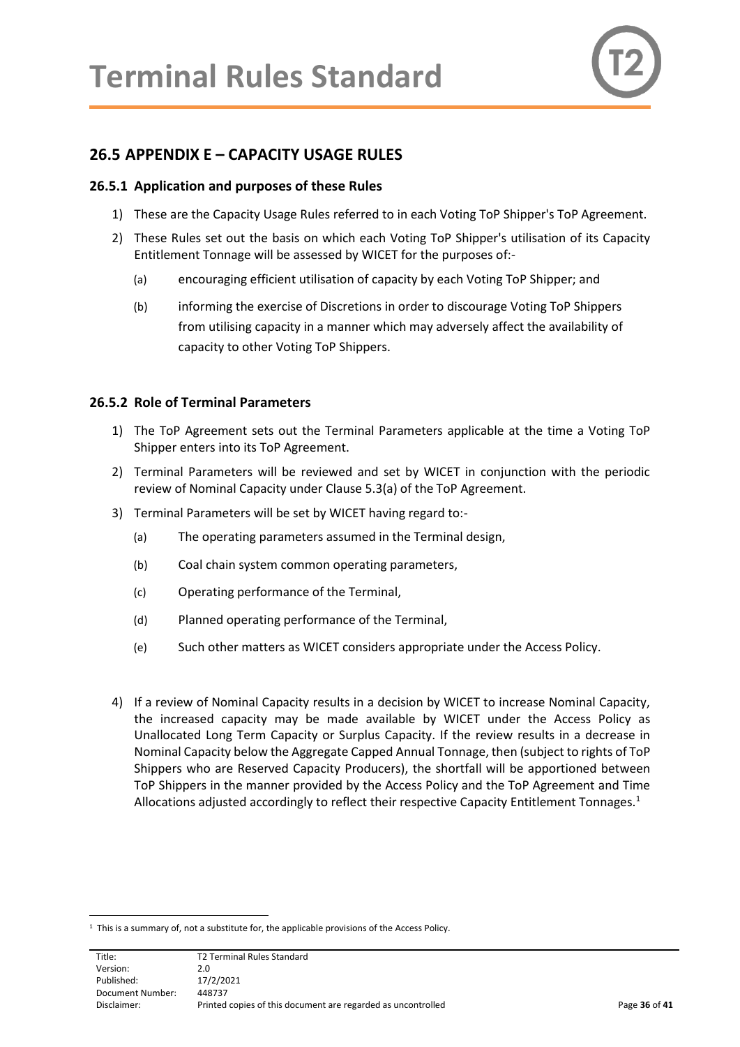## 26.5 APPENDIX E – CAPACITY USAGE RULES

### 26.5.1 Application and purposes of these Rules

1) These are the Capacity Usage Rules referred to in each Voting ToP Shipper's ToP Agreement.

2) These Rules set out the basis on which each Voting ToP Shipper's utilisation of its Capacity Entitlement Tonnage will be assessed by WICET for the purposes of:-

   (a) encouraging efficient utilisation of capacity by each Voting ToP Shipper; and

   (b) informing the exercise of Discretions in order to discourage Voting ToP Shippers from utilising capacity in a manner which may adversely affect the availability of capacity to other Voting ToP Shippers.

### 26.5.2 Role of Terminal Parameters

1) The ToP Agreement sets out the Terminal Parameters applicable at the time a Voting ToP Shipper enters into its ToP Agreement.

2) Terminal Parameters will be reviewed and set by WICET in conjunction with the periodic review of Nominal Capacity under Clause 5.3(a) of the ToP Agreement.

3) Terminal Parameters will be set by WICET having regard to:-

   (a) The operating parameters assumed in the Terminal design,

   (b) Coal chain system common operating parameters,

   (c) Operating performance of the Terminal,

   (d) Planned operating performance of the Terminal,

   (e) Such other matters as WICET considers appropriate under the Access Policy.

4) If a review of Nominal Capacity results in a decision by WICET to increase Nominal Capacity, the increased capacity may be made available by WICET under the Access Policy as Unallocated Long Term Capacity or Surplus Capacity. If the review results in a decrease in Nominal Capacity below the Aggregate Capped Annual Tonnage, then (subject to rights of ToP Shippers who are Reserved Capacity Producers), the shortfall will be apportioned between ToP Shippers in the manner provided by the Access Policy and the ToP Agreement and Time Allocations adjusted accordingly to reflect their respective Capacity Entitlement Tonnages.[1]

[1] This is a summary of, not a substitute for, the applicable provisions of the Access Policy.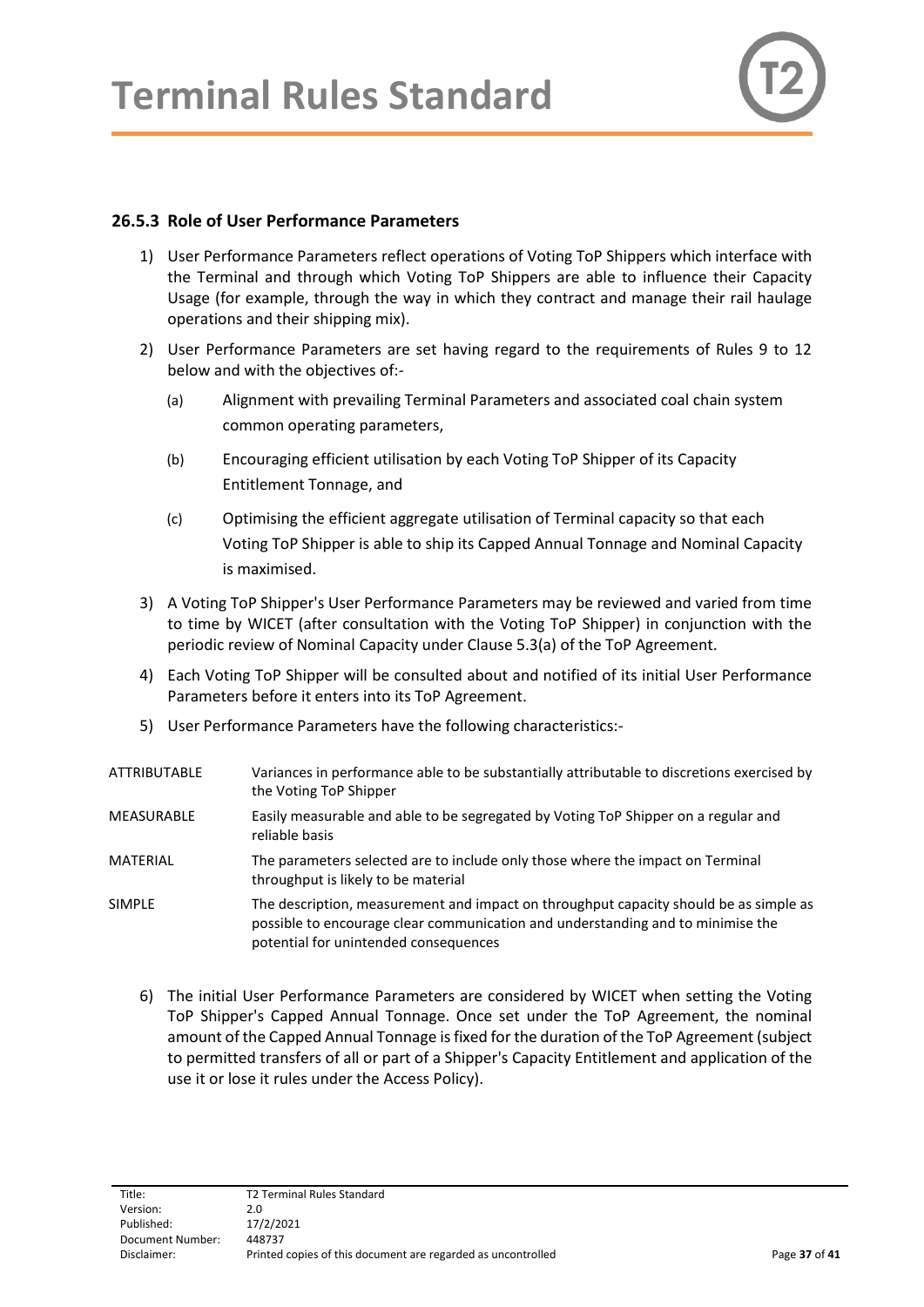### 26.5.3 Role of User Performance Parameters

1) User Performance Parameters reflect operations of Voting ToP Shippers which interface with the Terminal and through which Voting ToP Shippers are able to influence their Capacity Usage (for example, through the way in which they contract and manage their rail haulage operations and their shipping mix).

2) User Performance Parameters are set having regard to the requirements of Rules 9 to 12 below and with the objectives of:-

   (a) Alignment with prevailing Terminal Parameters and associated coal chain system common operating parameters,

   (b) Encouraging efficient utilisation by each Voting ToP Shipper of its Capacity Entitlement Tonnage, and

   (c) Optimising the efficient aggregate utilisation of Terminal capacity so that each Voting ToP Shipper is able to ship its Capped Annual Tonnage and Nominal Capacity is maximised.

3) A Voting ToP Shipper's User Performance Parameters may be reviewed and varied from time to time by WICET (after consultation with the Voting ToP Shipper) in conjunction with the periodic review of Nominal Capacity under Clause 5.3(a) of the ToP Agreement.

4) Each Voting ToP Shipper will be consulted about and notified of its initial User Performance Parameters before it enters into its ToP Agreement.

5) User Performance Parameters have the following characteristics:-

| | |
|---|---|
| ATTRIBUTABLE | Variances in performance able to be substantially attributable to discretions exercised by the Voting ToP Shipper |
| MEASURABLE | Easily measurable and able to be segregated by Voting ToP Shipper on a regular and reliable basis |
| MATERIAL | The parameters selected are to include only those where the impact on Terminal throughput is likely to be material |
| SIMPLE | The description, measurement and impact on throughput capacity should be as simple as possible to encourage clear communication and understanding and to minimise the potential for unintended consequences |

6) The initial User Performance Parameters are considered by WICET when setting the Voting ToP Shipper's Capped Annual Tonnage. Once set under the ToP Agreement, the nominal amount of the Capped Annual Tonnage is fixed for the duration of the ToP Agreement (subject to permitted transfers of all or part of a Shipper's Capacity Entitlement and application of the use it or lose it rules under the Access Policy).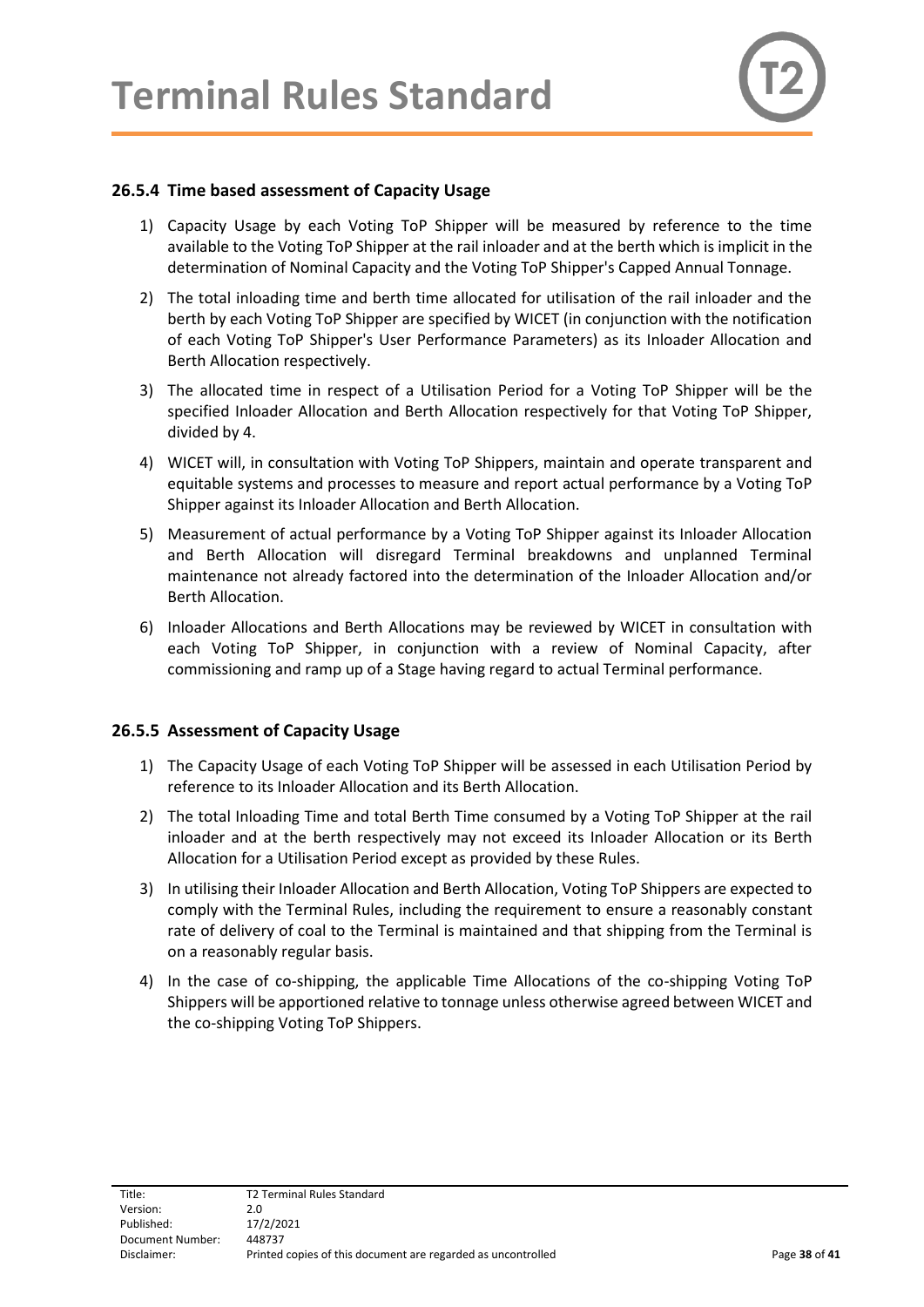### 26.5.4 Time based assessment of Capacity Usage

1) Capacity Usage by each Voting ToP Shipper will be measured by reference to the time available to the Voting ToP Shipper at the rail inloader and at the berth which is implicit in the determination of Nominal Capacity and the Voting ToP Shipper's Capped Annual Tonnage.
2) The total inloading time and berth time allocated for utilisation of the rail inloader and the berth by each Voting ToP Shipper are specified by WICET (in conjunction with the notification of each Voting ToP Shipper's User Performance Parameters) as its Inloader Allocation and Berth Allocation respectively.
3) The allocated time in respect of a Utilisation Period for a Voting ToP Shipper will be the specified Inloader Allocation and Berth Allocation respectively for that Voting ToP Shipper, divided by 4.
4) WICET will, in consultation with Voting ToP Shippers, maintain and operate transparent and equitable systems and processes to measure and report actual performance by a Voting ToP Shipper against its Inloader Allocation and Berth Allocation.
5) Measurement of actual performance by a Voting ToP Shipper against its Inloader Allocation and Berth Allocation will disregard Terminal breakdowns and unplanned Terminal maintenance not already factored into the determination of the Inloader Allocation and/or Berth Allocation.
6) Inloader Allocations and Berth Allocations may be reviewed by WICET in consultation with each Voting ToP Shipper, in conjunction with a review of Nominal Capacity, after commissioning and ramp up of a Stage having regard to actual Terminal performance.

### 26.5.5 Assessment of Capacity Usage

1) The Capacity Usage of each Voting ToP Shipper will be assessed in each Utilisation Period by reference to its Inloader Allocation and its Berth Allocation.
2) The total Inloading Time and total Berth Time consumed by a Voting ToP Shipper at the rail inloader and at the berth respectively may not exceed its Inloader Allocation or its Berth Allocation for a Utilisation Period except as provided by these Rules.
3) In utilising their Inloader Allocation and Berth Allocation, Voting ToP Shippers are expected to comply with the Terminal Rules, including the requirement to ensure a reasonably constant rate of delivery of coal to the Terminal is maintained and that shipping from the Terminal is on a reasonably regular basis.
4) In the case of co-shipping, the applicable Time Allocations of the co-shipping Voting ToP Shippers will be apportioned relative to tonnage unless otherwise agreed between WICET and the co-shipping Voting ToP Shippers.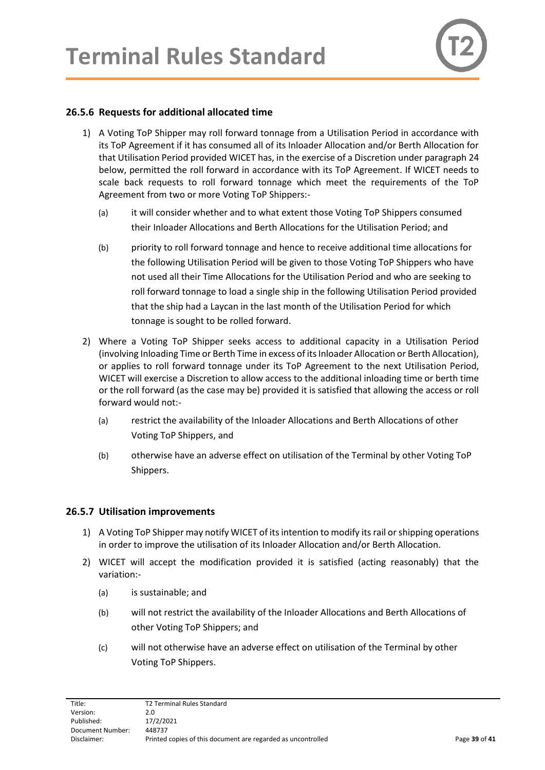### 26.5.6 Requests for additional allocated time

1) A Voting ToP Shipper may roll forward tonnage from a Utilisation Period in accordance with its ToP Agreement if it has consumed all of its Inloader Allocation and/or Berth Allocation for that Utilisation Period provided WICET has, in the exercise of a Discretion under paragraph 24 below, permitted the roll forward in accordance with its ToP Agreement. If WICET needs to scale back requests to roll forward tonnage which meet the requirements of the ToP Agreement from two or more Voting ToP Shippers:-

   (a) it will consider whether and to what extent those Voting ToP Shippers consumed their Inloader Allocations and Berth Allocations for the Utilisation Period; and

   (b) priority to roll forward tonnage and hence to receive additional time allocations for the following Utilisation Period will be given to those Voting ToP Shippers who have not used all their Time Allocations for the Utilisation Period and who are seeking to roll forward tonnage to load a single ship in the following Utilisation Period provided that the ship had a Laycan in the last month of the Utilisation Period for which tonnage is sought to be rolled forward.

2) Where a Voting ToP Shipper seeks access to additional capacity in a Utilisation Period (involving Inloading Time or Berth Time in excess of its Inloader Allocation or Berth Allocation), or applies to roll forward tonnage under its ToP Agreement to the next Utilisation Period, WICET will exercise a Discretion to allow access to the additional inloading time or berth time or the roll forward (as the case may be) provided it is satisfied that allowing the access or roll forward would not:-

   (a) restrict the availability of the Inloader Allocations and Berth Allocations of other Voting ToP Shippers, and

   (b) otherwise have an adverse effect on utilisation of the Terminal by other Voting ToP Shippers.

### 26.5.7 Utilisation improvements

1) A Voting ToP Shipper may notify WICET of its intention to modify its rail or shipping operations in order to improve the utilisation of its Inloader Allocation and/or Berth Allocation.

2) WICET will accept the modification provided it is satisfied (acting reasonably) that the variation:-

   (a) is sustainable; and

   (b) will not restrict the availability of the Inloader Allocations and Berth Allocations of other Voting ToP Shippers; and

   (c) will not otherwise have an adverse effect on utilisation of the Terminal by other Voting ToP Shippers.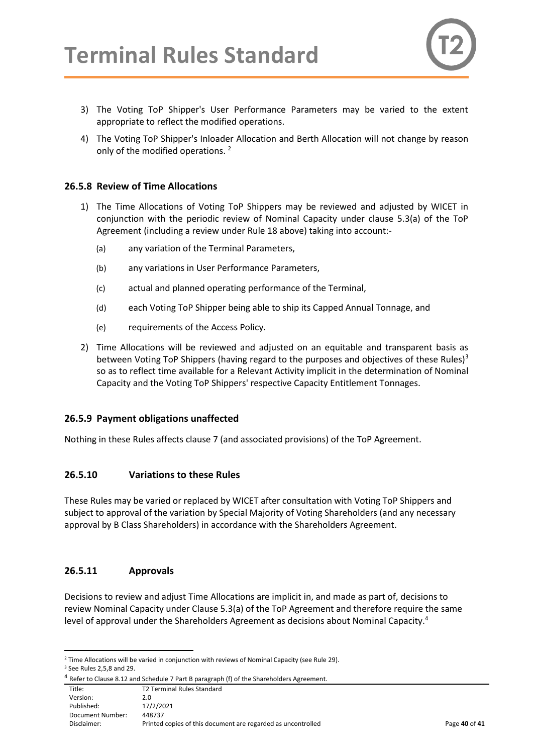3) The Voting ToP Shipper's User Performance Parameters may be varied to the extent appropriate to reflect the modified operations.

4) The Voting ToP Shipper's Inloader Allocation and Berth Allocation will not change by reason only of the modified operations. [2]

### 26.5.8 Review of Time Allocations

1) The Time Allocations of Voting ToP Shippers may be reviewed and adjusted by WICET in conjunction with the periodic review of Nominal Capacity under clause 5.3(a) of the ToP Agreement (including a review under Rule 18 above) taking into account:-

   (a) any variation of the Terminal Parameters,

   (b) any variations in User Performance Parameters,

   (c) actual and planned operating performance of the Terminal,

   (d) each Voting ToP Shipper being able to ship its Capped Annual Tonnage, and

   (e) requirements of the Access Policy.

2) Time Allocations will be reviewed and adjusted on an equitable and transparent basis as between Voting ToP Shippers (having regard to the purposes and objectives of these Rules)[3] so as to reflect time available for a Relevant Activity implicit in the determination of Nominal Capacity and the Voting ToP Shippers' respective Capacity Entitlement Tonnages.

### 26.5.9 Payment obligations unaffected

Nothing in these Rules affects clause 7 (and associated provisions) of the ToP Agreement.

### 26.5.10 Variations to these Rules

These Rules may be varied or replaced by WICET after consultation with Voting ToP Shippers and subject to approval of the variation by Special Majority of Voting Shareholders (and any necessary approval by B Class Shareholders) in accordance with the Shareholders Agreement.

### 26.5.11 Approvals

Decisions to review and adjust Time Allocations are implicit in, and made as part of, decisions to review Nominal Capacity under Clause 5.3(a) of the ToP Agreement and therefore require the same level of approval under the Shareholders Agreement as decisions about Nominal Capacity.[4]

---

[2] Time Allocations will be varied in conjunction with reviews of Nominal Capacity (see Rule 29).

[3] See Rules 2,5,8 and 29.

[4] Refer to Clause 8.12 and Schedule 7 Part B paragraph (f) of the Shareholders Agreement.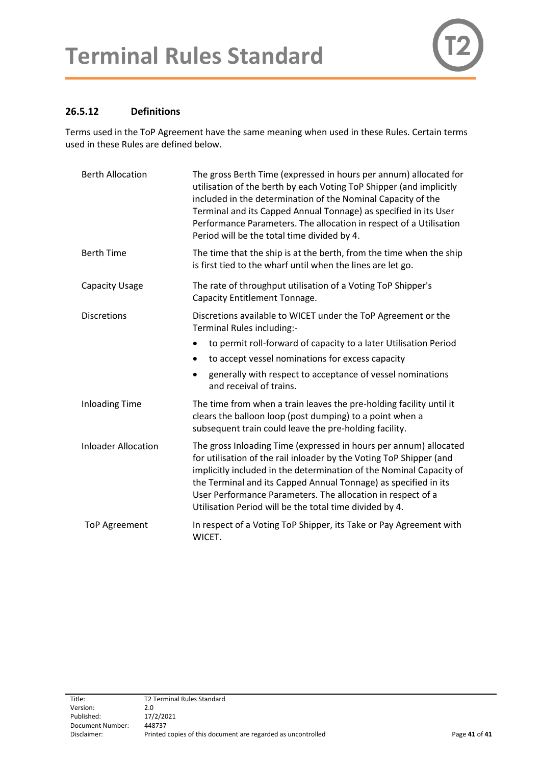### 26.5.12 Definitions

Terms used in the ToP Agreement have the same meaning when used in these Rules. Certain terms used in these Rules are defined below.

| | |
|---|---|
| Berth Allocation | The gross Berth Time (expressed in hours per annum) allocated for utilisation of the berth by each Voting ToP Shipper (and implicitly included in the determination of the Nominal Capacity of the Terminal and its Capped Annual Tonnage) as specified in its User Performance Parameters. The allocation in respect of a Utilisation Period will be the total time divided by 4. |
| Berth Time | The time that the ship is at the berth, from the time when the ship is first tied to the wharf until when the lines are let go. |
| Capacity Usage | The rate of throughput utilisation of a Voting ToP Shipper's Capacity Entitlement Tonnage. |
| Discretions | Discretions available to WICET under the ToP Agreement or the Terminal Rules including:-<br>• to permit roll-forward of capacity to a later Utilisation Period<br>• to accept vessel nominations for excess capacity<br>• generally with respect to acceptance of vessel nominations and receival of trains. |
| Inloading Time | The time from when a train leaves the pre-holding facility until it clears the balloon loop (post dumping) to a point when a subsequent train could leave the pre-holding facility. |
| Inloader Allocation | The gross Inloading Time (expressed in hours per annum) allocated for utilisation of the rail inloader by the Voting ToP Shipper (and implicitly included in the determination of the Nominal Capacity of the Terminal and its Capped Annual Tonnage) as specified in its User Performance Parameters. The allocation in respect of a Utilisation Period will be the total time divided by 4. |
| ToP Agreement | In respect of a Voting ToP Shipper, its Take or Pay Agreement with WICET. |